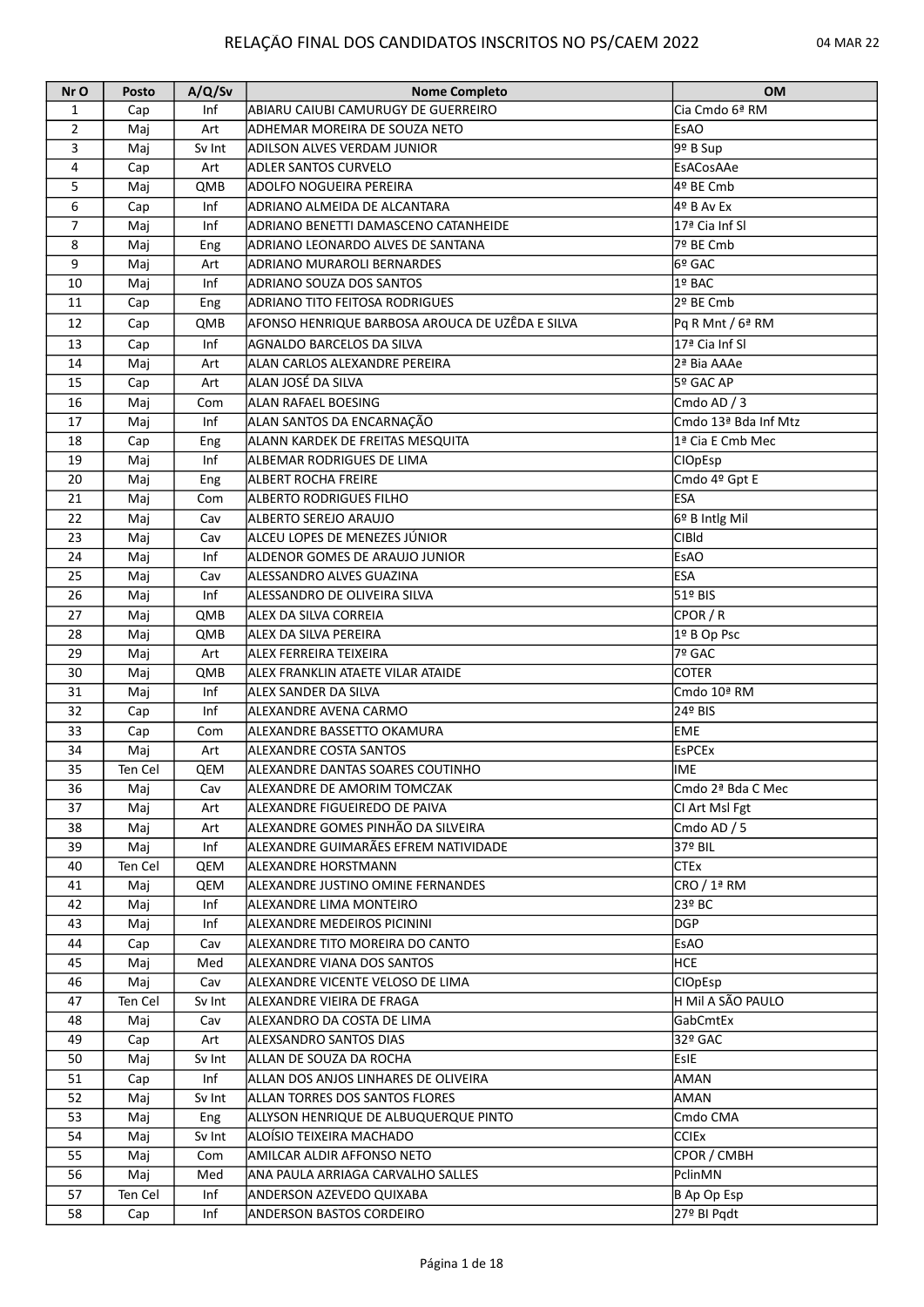# RELAÇÃO FINAL DOS CANDIDATOS INSCRITOS NO PS/CAEM 2022

04 MAR 22

| Nr O | Posto | A/Q/Sv | Nome Completo | OM |
|---|---|---|---|---|
| 1 | Cap | Inf | ABIARU CAIUBI CAMURUGY DE GUERREIRO | Cia Cmdo 6ª RM |
| 2 | Maj | Art | ADHEMAR MOREIRA DE SOUZA NETO | EsAO |
| 3 | Maj | Sv Int | ADILSON ALVES VERDAM JUNIOR | 9º B Sup |
| 4 | Cap | Art | ADLER SANTOS CURVELO | EsACosAAe |
| 5 | Maj | QMB | ADOLFO NOGUEIRA PEREIRA | 4º BE Cmb |
| 6 | Cap | Inf | ADRIANO ALMEIDA DE ALCANTARA | 4º B Av Ex |
| 7 | Maj | Inf | ADRIANO BENETTI DAMASCENO CATANHEIDE | 17ª Cia Inf Sl |
| 8 | Maj | Eng | ADRIANO LEONARDO ALVES DE SANTANA | 7º BE Cmb |
| 9 | Maj | Art | ADRIANO MURAROLI BERNARDES | 6º GAC |
| 10 | Maj | Inf | ADRIANO SOUZA DOS SANTOS | 1º BAC |
| 11 | Cap | Eng | ADRIANO TITO FEITOSA RODRIGUES | 2º BE Cmb |
| 12 | Cap | QMB | AFONSO HENRIQUE BARBOSA AROUCA DE UZÊDA E SILVA | Pq R Mnt / 6ª RM |
| 13 | Cap | Inf | AGNALDO BARCELOS DA SILVA | 17ª Cia Inf Sl |
| 14 | Maj | Art | ALAN CARLOS ALEXANDRE PEREIRA | 2ª Bia AAAe |
| 15 | Cap | Art | ALAN JOSÉ DA SILVA | 5º GAC AP |
| 16 | Maj | Com | ALAN RAFAEL BOESING | Cmdo AD / 3 |
| 17 | Maj | Inf | ALAN SANTOS DA ENCARNAÇÃO | Cmdo 13ª Bda Inf Mtz |
| 18 | Cap | Eng | ALANN KARDEK DE FREITAS MESQUITA | 1ª Cia E Cmb Mec |
| 19 | Maj | Inf | ALBEMAR RODRIGUES DE LIMA | CIOpEsp |
| 20 | Maj | Eng | ALBERT ROCHA FREIRE | Cmdo 4º Gpt E |
| 21 | Maj | Com | ALBERTO RODRIGUES FILHO | ESA |
| 22 | Maj | Cav | ALBERTO SEREJO ARAUJO | 6º B Intlg Mil |
| 23 | Maj | Cav | ALCEU LOPES DE MENEZES JÚNIOR | CIBld |
| 24 | Maj | Inf | ALDENOR GOMES DE ARAUJO JUNIOR | EsAO |
| 25 | Maj | Cav | ALESSANDRO ALVES GUAZINA | ESA |
| 26 | Maj | Inf | ALESSANDRO DE OLIVEIRA SILVA | 51º BIS |
| 27 | Maj | QMB | ALEX DA SILVA CORREIA | CPOR / R |
| 28 | Maj | QMB | ALEX DA SILVA PEREIRA | 1º B Op Psc |
| 29 | Maj | Art | ALEX FERREIRA TEIXEIRA | 7º GAC |
| 30 | Maj | QMB | ALEX FRANKLIN ATAETE VILAR ATAIDE | COTER |
| 31 | Maj | Inf | ALEX SANDER DA SILVA | Cmdo 10ª RM |
| 32 | Cap | Inf | ALEXANDRE AVENA CARMO | 24º BIS |
| 33 | Cap | Com | ALEXANDRE BASSETTO OKAMURA | EME |
| 34 | Maj | Art | ALEXANDRE COSTA SANTOS | EsPCEx |
| 35 | Ten Cel | QEM | ALEXANDRE DANTAS SOARES COUTINHO | IME |
| 36 | Maj | Cav | ALEXANDRE DE AMORIM TOMCZAK | Cmdo 2ª Bda C Mec |
| 37 | Maj | Art | ALEXANDRE FIGUEIREDO DE PAIVA | CI Art Msl Fgt |
| 38 | Maj | Art | ALEXANDRE GOMES PINHÃO DA SILVEIRA | Cmdo AD / 5 |
| 39 | Maj | Inf | ALEXANDRE GUIMARÃES EFREM NATIVIDADE | 37º BIL |
| 40 | Ten Cel | QEM | ALEXANDRE HORSTMANN | CTEx |
| 41 | Maj | QEM | ALEXANDRE JUSTINO OMINE FERNANDES | CRO / 1ª RM |
| 42 | Maj | Inf | ALEXANDRE LIMA MONTEIRO | 23º BC |
| 43 | Maj | Inf | ALEXANDRE MEDEIROS PICININI | DGP |
| 44 | Cap | Cav | ALEXANDRE TITO MOREIRA DO CANTO | EsAO |
| 45 | Maj | Med | ALEXANDRE VIANA DOS SANTOS | HCE |
| 46 | Maj | Cav | ALEXANDRE VICENTE VELOSO DE LIMA | CIOpEsp |
| 47 | Ten Cel | Sv Int | ALEXANDRE VIEIRA DE FRAGA | H Mil A SÃO PAULO |
| 48 | Maj | Cav | ALEXANDRO DA COSTA DE LIMA | GabCmtEx |
| 49 | Cap | Art | ALEXSANDRO SANTOS DIAS | 32º GAC |
| 50 | Maj | Sv Int | ALLAN DE SOUZA DA ROCHA | EsIE |
| 51 | Cap | Inf | ALLAN DOS ANJOS LINHARES DE OLIVEIRA | AMAN |
| 52 | Maj | Sv Int | ALLAN TORRES DOS SANTOS FLORES | AMAN |
| 53 | Maj | Eng | ALLYSON HENRIQUE DE ALBUQUERQUE PINTO | Cmdo CMA |
| 54 | Maj | Sv Int | ALOÍSIO TEIXEIRA MACHADO | CCIEx |
| 55 | Maj | Com | AMILCAR ALDIR AFFONSO NETO | CPOR / CMBH |
| 56 | Maj | Med | ANA PAULA ARRIAGA CARVALHO SALLES | PclinMN |
| 57 | Ten Cel | Inf | ANDERSON AZEVEDO QUIXABA | B Ap Op Esp |
| 58 | Cap | Inf | ANDERSON BASTOS CORDEIRO | 27º BI Pqdt |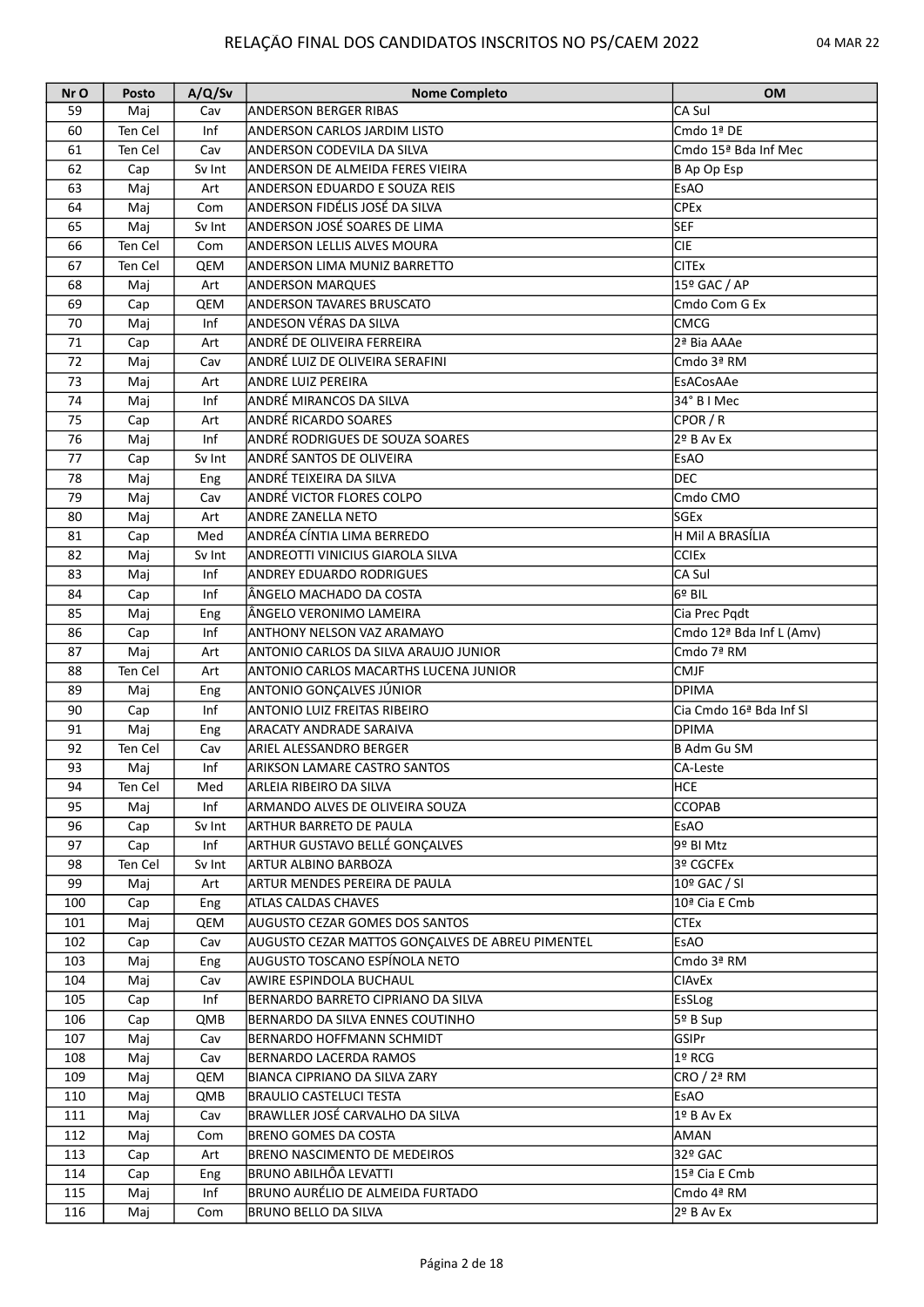| Nr O | Posto | A/Q/Sv | Nome Completo | OM |
|---|---|---|---|---|
| 59 | Maj | Cav | ANDERSON BERGER RIBAS | CA Sul |
| 60 | Ten Cel | Inf | ANDERSON CARLOS JARDIM LISTO | Cmdo 1ª DE |
| 61 | Ten Cel | Cav | ANDERSON CODEVILA DA SILVA | Cmdo 15ª Bda Inf Mec |
| 62 | Cap | Sv Int | ANDERSON DE ALMEIDA FERES VIEIRA | B Ap Op Esp |
| 63 | Maj | Art | ANDERSON EDUARDO E SOUZA REIS | EsAO |
| 64 | Maj | Com | ANDERSON FIDÉLIS JOSÉ DA SILVA | CPEx |
| 65 | Maj | Sv Int | ANDERSON JOSÉ SOARES DE LIMA | SEF |
| 66 | Ten Cel | Com | ANDERSON LELLIS ALVES MOURA | CIE |
| 67 | Ten Cel | QEM | ANDERSON LIMA MUNIZ BARRETTO | CITEx |
| 68 | Maj | Art | ANDERSON MARQUES | 15º GAC / AP |
| 69 | Cap | QEM | ANDERSON TAVARES BRUSCATO | Cmdo Com G Ex |
| 70 | Maj | Inf | ANDESON VÉRAS DA SILVA | CMCG |
| 71 | Cap | Art | ANDRÉ DE OLIVEIRA FERREIRA | 2ª Bia AAAe |
| 72 | Maj | Cav | ANDRÉ LUIZ DE OLIVEIRA SERAFINI | Cmdo 3ª RM |
| 73 | Maj | Art | ANDRE LUIZ PEREIRA | EsACosAAe |
| 74 | Maj | Inf | ANDRÉ MIRANCOS DA SILVA | 34° B I Mec |
| 75 | Cap | Art | ANDRÉ RICARDO SOARES | CPOR / R |
| 76 | Maj | Inf | ANDRÉ RODRIGUES DE SOUZA SOARES | 2º B Av Ex |
| 77 | Cap | Sv Int | ANDRÉ SANTOS DE OLIVEIRA | EsAO |
| 78 | Maj | Eng | ANDRÉ TEIXEIRA DA SILVA | DEC |
| 79 | Maj | Cav | ANDRÉ VICTOR FLORES COLPO | Cmdo CMO |
| 80 | Maj | Art | ANDRE ZANELLA NETO | SGEx |
| 81 | Cap | Med | ANDRÉA CÍNTIA LIMA BERREDO | H Mil A BRASÍLIA |
| 82 | Maj | Sv Int | ANDREOTTI VINICIUS GIAROLA SILVA | CCIEx |
| 83 | Maj | Inf | ANDREY EDUARDO RODRIGUES | CA Sul |
| 84 | Cap | Inf | ÂNGELO MACHADO DA COSTA | 6º BIL |
| 85 | Maj | Eng | ÂNGELO VERONIMO LAMEIRA | Cia Prec Pqdt |
| 86 | Cap | Inf | ANTHONY NELSON VAZ ARAMAYO | Cmdo 12ª Bda Inf L (Amv) |
| 87 | Maj | Art | ANTONIO CARLOS DA SILVA ARAUJO JUNIOR | Cmdo 7ª RM |
| 88 | Ten Cel | Art | ANTONIO CARLOS MACARTHS LUCENA JUNIOR | CMJF |
| 89 | Maj | Eng | ANTONIO GONÇALVES JÚNIOR | DPIMA |
| 90 | Cap | Inf | ANTONIO LUIZ FREITAS RIBEIRO | Cia Cmdo 16ª Bda Inf Sl |
| 91 | Maj | Eng | ARACATY ANDRADE SARAIVA | DPIMA |
| 92 | Ten Cel | Cav | ARIEL ALESSANDRO BERGER | B Adm Gu SM |
| 93 | Maj | Inf | ARIKSON LAMARE CASTRO SANTOS | CA-Leste |
| 94 | Ten Cel | Med | ARLEIA RIBEIRO DA SILVA | HCE |
| 95 | Maj | Inf | ARMANDO ALVES DE OLIVEIRA SOUZA | CCOPAB |
| 96 | Cap | Sv Int | ARTHUR BARRETO DE PAULA | EsAO |
| 97 | Cap | Inf | ARTHUR GUSTAVO BELLÉ GONÇALVES | 9º BI Mtz |
| 98 | Ten Cel | Sv Int | ARTUR ALBINO BARBOZA | 3º CGCFEx |
| 99 | Maj | Art | ARTUR MENDES PEREIRA DE PAULA | 10º GAC / Sl |
| 100 | Cap | Eng | ATLAS CALDAS CHAVES | 10ª Cia E Cmb |
| 101 | Maj | QEM | AUGUSTO CEZAR GOMES DOS SANTOS | CTEx |
| 102 | Cap | Cav | AUGUSTO CEZAR MATTOS GONÇALVES DE ABREU PIMENTEL | EsAO |
| 103 | Maj | Eng | AUGUSTO TOSCANO ESPÍNOLA NETO | Cmdo 3ª RM |
| 104 | Maj | Cav | AWIRE ESPINDOLA BUCHAUL | CIAvEx |
| 105 | Cap | Inf | BERNARDO BARRETO CIPRIANO DA SILVA | EsSLog |
| 106 | Cap | QMB | BERNARDO DA SILVA ENNES COUTINHO | 5º B Sup |
| 107 | Maj | Cav | BERNARDO HOFFMANN SCHMIDT | GSIPr |
| 108 | Maj | Cav | BERNARDO LACERDA RAMOS | 1º RCG |
| 109 | Maj | QEM | BIANCA CIPRIANO DA SILVA ZARY | CRO / 2ª RM |
| 110 | Maj | QMB | BRAULIO CASTELUCI TESTA | EsAO |
| 111 | Maj | Cav | BRAWLLER JOSÉ CARVALHO DA SILVA | 1º B Av Ex |
| 112 | Maj | Com | BRENO GOMES DA COSTA | AMAN |
| 113 | Cap | Art | BRENO NASCIMENTO DE MEDEIROS | 32º GAC |
| 114 | Cap | Eng | BRUNO ABILHÔA LEVATTI | 15ª Cia E Cmb |
| 115 | Maj | Inf | BRUNO AURÉLIO DE ALMEIDA FURTADO | Cmdo 4ª RM |
| 116 | Maj | Com | BRUNO BELLO DA SILVA | 2º B Av Ex |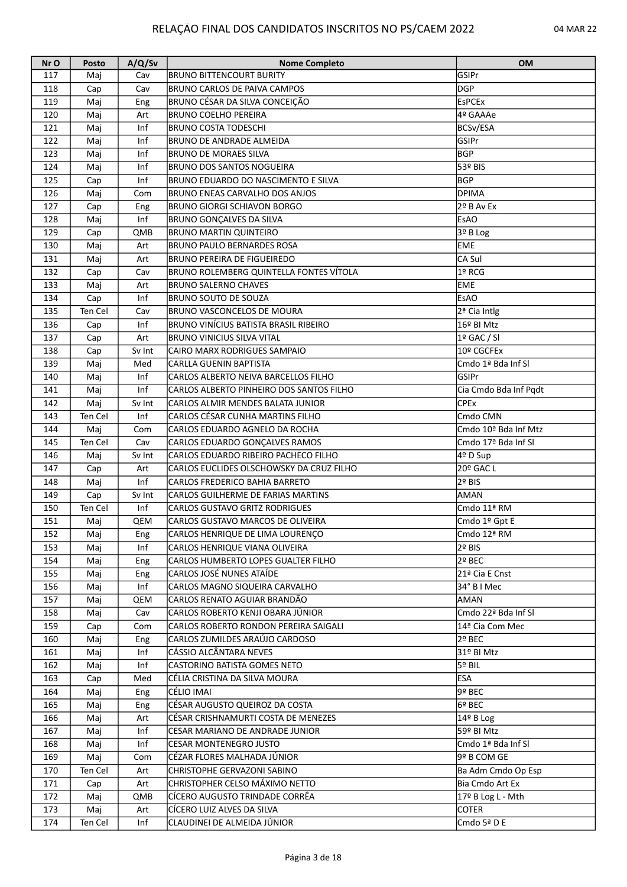# RELAÇÃO FINAL DOS CANDIDATOS INSCRITOS NO PS/CAEM 2022

04 MAR 22

| Nr O | Posto | A/Q/Sv | Nome Completo | OM |
|---|---|---|---|---|
| 117 | Maj | Cav | BRUNO BITTENCOURT BURITY | GSIPr |
| 118 | Cap | Cav | BRUNO CARLOS DE PAIVA CAMPOS | DGP |
| 119 | Maj | Eng | BRUNO CÉSAR DA SILVA CONCEIÇÃO | EsPCEx |
| 120 | Maj | Art | BRUNO COELHO PEREIRA | 4º GAAAe |
| 121 | Maj | Inf | BRUNO COSTA TODESCHI | BCSv/ESA |
| 122 | Maj | Inf | BRUNO DE ANDRADE ALMEIDA | GSIPr |
| 123 | Maj | Inf | BRUNO DE MORAES SILVA | BGP |
| 124 | Maj | Inf | BRUNO DOS SANTOS NOGUEIRA | 53º BIS |
| 125 | Cap | Inf | BRUNO EDUARDO DO NASCIMENTO E SILVA | BGP |
| 126 | Maj | Com | BRUNO ENEAS CARVALHO DOS ANJOS | DPIMA |
| 127 | Cap | Eng | BRUNO GIORGI SCHIAVON BORGO | 2º B Av Ex |
| 128 | Maj | Inf | BRUNO GONÇALVES DA SILVA | EsAO |
| 129 | Cap | QMB | BRUNO MARTIN QUINTEIRO | 3º B Log |
| 130 | Maj | Art | BRUNO PAULO BERNARDES ROSA | EME |
| 131 | Maj | Art | BRUNO PEREIRA DE FIGUEIREDO | CA Sul |
| 132 | Cap | Cav | BRUNO ROLEMBERG QUINTELLA FONTES VÍTOLA | 1º RCG |
| 133 | Maj | Art | BRUNO SALERNO CHAVES | EME |
| 134 | Cap | Inf | BRUNO SOUTO DE SOUZA | EsAO |
| 135 | Ten Cel | Cav | BRUNO VASCONCELOS DE MOURA | 2ª Cia Intlg |
| 136 | Cap | Inf | BRUNO VINÍCIUS BATISTA BRASIL RIBEIRO | 16º BI Mtz |
| 137 | Cap | Art | BRUNO VINICIUS SILVA VITAL | 1º GAC / Sl |
| 138 | Cap | Sv Int | CAIRO MARX RODRIGUES SAMPAIO | 10º CGCFEx |
| 139 | Maj | Med | CARLLA GUENIN BAPTISTA | Cmdo 1ª Bda Inf Sl |
| 140 | Maj | Inf | CARLOS ALBERTO NEIVA BARCELLOS FILHO | GSIPr |
| 141 | Maj | Inf | CARLOS ALBERTO PINHEIRO DOS SANTOS FILHO | Cia Cmdo Bda Inf Pqdt |
| 142 | Maj | Sv Int | CARLOS ALMIR MENDES BALATA JUNIOR | CPEx |
| 143 | Ten Cel | Inf | CARLOS CÉSAR CUNHA MARTINS FILHO | Cmdo CMN |
| 144 | Maj | Com | CARLOS EDUARDO AGNELO DA ROCHA | Cmdo 10ª Bda Inf Mtz |
| 145 | Ten Cel | Cav | CARLOS EDUARDO GONÇALVES RAMOS | Cmdo 17ª Bda Inf Sl |
| 146 | Maj | Sv Int | CARLOS EDUARDO RIBEIRO PACHECO FILHO | 4º D Sup |
| 147 | Cap | Art | CARLOS EUCLIDES OLSCHOWSKY DA CRUZ FILHO | 20º GAC L |
| 148 | Maj | Inf | CARLOS FREDERICO BAHIA BARRETO | 2º BIS |
| 149 | Cap | Sv Int | CARLOS GUILHERME DE FARIAS MARTINS | AMAN |
| 150 | Ten Cel | Inf | CARLOS GUSTAVO GRITZ RODRIGUES | Cmdo 11ª RM |
| 151 | Maj | QEM | CARLOS GUSTAVO MARCOS DE OLIVEIRA | Cmdo 1º Gpt E |
| 152 | Maj | Eng | CARLOS HENRIQUE DE LIMA LOURENÇO | Cmdo 12ª RM |
| 153 | Maj | Inf | CARLOS HENRIQUE VIANA OLIVEIRA | 2º BIS |
| 154 | Maj | Eng | CARLOS HUMBERTO LOPES GUALTER FILHO | 2º BEC |
| 155 | Maj | Eng | CARLOS JOSÉ NUNES ATAÍDE | 21ª Cia E Cnst |
| 156 | Maj | Inf | CARLOS MAGNO SIQUEIRA CARVALHO | 34° B I Mec |
| 157 | Maj | QEM | CARLOS RENATO AGUIAR BRANDÃO | AMAN |
| 158 | Maj | Cav | CARLOS ROBERTO KENJI OBARA JÚNIOR | Cmdo 22ª Bda Inf Sl |
| 159 | Cap | Com | CARLOS ROBERTO RONDON PEREIRA SAIGALI | 14ª Cia Com Mec |
| 160 | Maj | Eng | CARLOS ZUMILDES ARAÚJO CARDOSO | 2º BEC |
| 161 | Maj | Inf | CÁSSIO ALCÂNTARA NEVES | 31º BI Mtz |
| 162 | Maj | Inf | CASTORINO BATISTA GOMES NETO | 5º BIL |
| 163 | Cap | Med | CÉLIA CRISTINA DA SILVA MOURA | ESA |
| 164 | Maj | Eng | CÉLIO IMAI | 9º BEC |
| 165 | Maj | Eng | CÉSAR AUGUSTO QUEIROZ DA COSTA | 6º BEC |
| 166 | Maj | Art | CÉSAR CRISHNAMURTI COSTA DE MENEZES | 14º B Log |
| 167 | Maj | Inf | CESAR MARIANO DE ANDRADE JUNIOR | 59º BI Mtz |
| 168 | Maj | Inf | CESAR MONTENEGRO JUSTO | Cmdo 1ª Bda Inf Sl |
| 169 | Maj | Com | CÉZAR FLORES MALHADA JÚNIOR | 9º B COM GE |
| 170 | Ten Cel | Art | CHRISTOPHE GERVAZONI SABINO | Ba Adm Cmdo Op Esp |
| 171 | Cap | Art | CHRISTOPHER CELSO MÁXIMO NETTO | Bia Cmdo Art Ex |
| 172 | Maj | QMB | CÍCERO AUGUSTO TRINDADE CORRÊA | 17º B Log L - Mth |
| 173 | Maj | Art | CÍCERO LUIZ ALVES DA SILVA | COTER |
| 174 | Ten Cel | Inf | CLAUDINEI DE ALMEIDA JÚNIOR | Cmdo 5ª D E |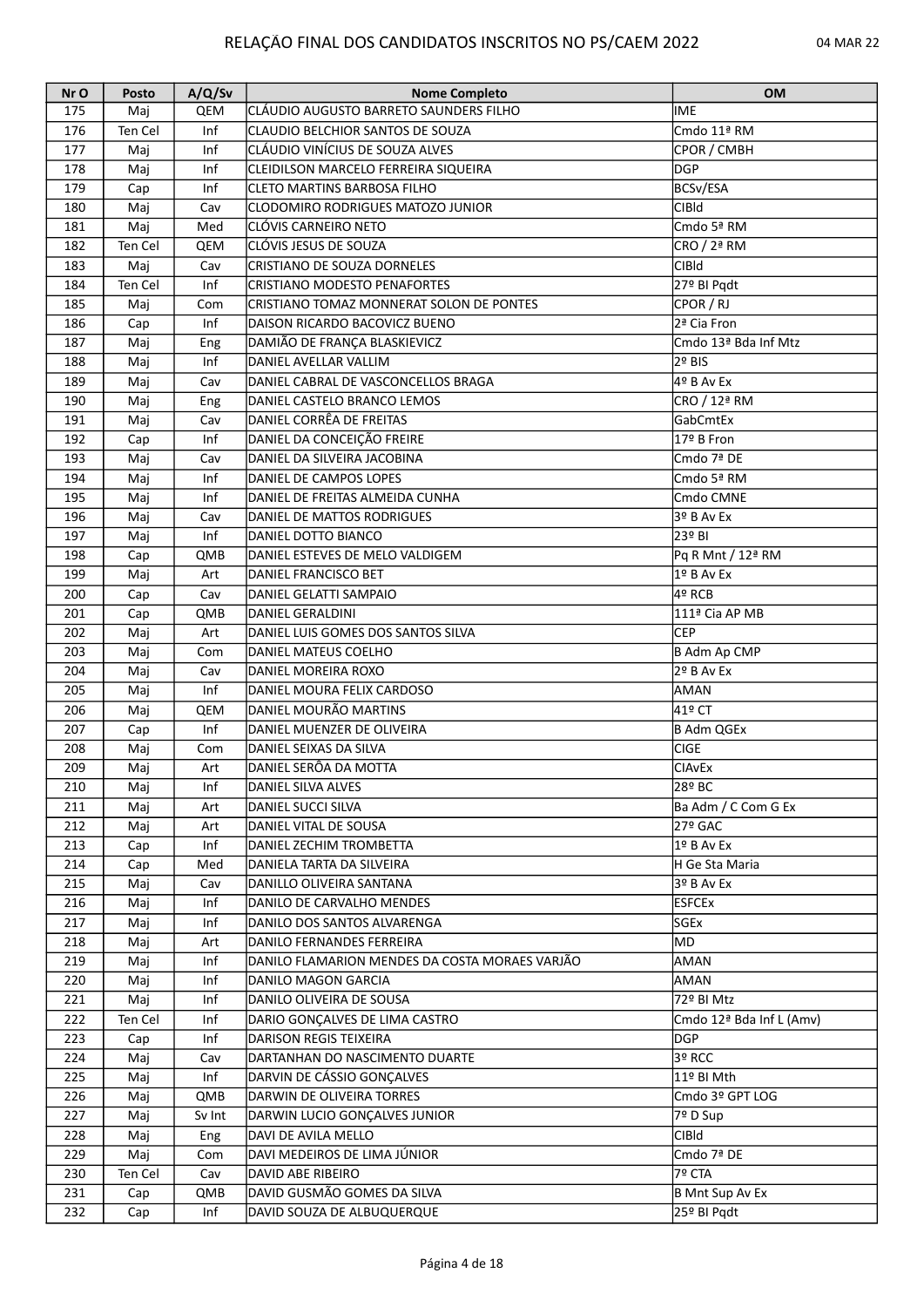# RELAÇÃO FINAL DOS CANDIDATOS INSCRITOS NO PS/CAEM 2022

04 MAR 22

| Nr O | Posto | A/Q/Sv | Nome Completo | OM |
|---|---|---|---|---|
| 175 | Maj | QEM | CLÁUDIO AUGUSTO BARRETO SAUNDERS FILHO | IME |
| 176 | Ten Cel | Inf | CLAUDIO BELCHIOR SANTOS DE SOUZA | Cmdo 11ª RM |
| 177 | Maj | Inf | CLÁUDIO VINÍCIUS DE SOUZA ALVES | CPOR / CMBH |
| 178 | Maj | Inf | CLEIDILSON MARCELO FERREIRA SIQUEIRA | DGP |
| 179 | Cap | Inf | CLETO MARTINS BARBOSA FILHO | BCSv/ESA |
| 180 | Maj | Cav | CLODOMIRO RODRIGUES MATOZO JUNIOR | CIBld |
| 181 | Maj | Med | CLÓVIS CARNEIRO NETO | Cmdo 5ª RM |
| 182 | Ten Cel | QEM | CLÓVIS JESUS DE SOUZA | CRO / 2ª RM |
| 183 | Maj | Cav | CRISTIANO DE SOUZA DORNELES | CIBld |
| 184 | Ten Cel | Inf | CRISTIANO MODESTO PENAFORTES | 27º BI Pqdt |
| 185 | Maj | Com | CRISTIANO TOMAZ MONNERAT SOLON DE PONTES | CPOR / RJ |
| 186 | Cap | Inf | DAISON RICARDO BACOVICZ BUENO | 2ª Cia Fron |
| 187 | Maj | Eng | DAMIÃO DE FRANÇA BLASKIEVICZ | Cmdo 13ª Bda Inf Mtz |
| 188 | Maj | Inf | DANIEL AVELLAR VALLIM | 2º BIS |
| 189 | Maj | Cav | DANIEL CABRAL DE VASCONCELLOS BRAGA | 4º B Av Ex |
| 190 | Maj | Eng | DANIEL CASTELO BRANCO LEMOS | CRO / 12ª RM |
| 191 | Maj | Cav | DANIEL CORRÊA DE FREITAS | GabCmtEx |
| 192 | Cap | Inf | DANIEL DA CONCEIÇÃO FREIRE | 17º B Fron |
| 193 | Maj | Cav | DANIEL DA SILVEIRA JACOBINA | Cmdo 7ª DE |
| 194 | Maj | Inf | DANIEL DE CAMPOS LOPES | Cmdo 5ª RM |
| 195 | Maj | Inf | DANIEL DE FREITAS ALMEIDA CUNHA | Cmdo CMNE |
| 196 | Maj | Cav | DANIEL DE MATTOS RODRIGUES | 3º B Av Ex |
| 197 | Maj | Inf | DANIEL DOTTO BIANCO | 23º BI |
| 198 | Cap | QMB | DANIEL ESTEVES DE MELO VALDIGEM | Pq R Mnt / 12ª RM |
| 199 | Maj | Art | DANIEL FRANCISCO BET | 1º B Av Ex |
| 200 | Cap | Cav | DANIEL GELATTI SAMPAIO | 4º RCB |
| 201 | Cap | QMB | DANIEL GERALDINI | 111ª Cia AP MB |
| 202 | Maj | Art | DANIEL LUIS GOMES DOS SANTOS SILVA | CEP |
| 203 | Maj | Com | DANIEL MATEUS COELHO | B Adm Ap CMP |
| 204 | Maj | Cav | DANIEL MOREIRA ROXO | 2º B Av Ex |
| 205 | Maj | Inf | DANIEL MOURA FELIX CARDOSO | AMAN |
| 206 | Maj | QEM | DANIEL MOURÃO MARTINS | 41º CT |
| 207 | Cap | Inf | DANIEL MUENZER DE OLIVEIRA | B Adm QGEx |
| 208 | Maj | Com | DANIEL SEIXAS DA SILVA | CIGE |
| 209 | Maj | Art | DANIEL SERÔA DA MOTTA | CIAvEx |
| 210 | Maj | Inf | DANIEL SILVA ALVES | 28º BC |
| 211 | Maj | Art | DANIEL SUCCI SILVA | Ba Adm / C Com G Ex |
| 212 | Maj | Art | DANIEL VITAL DE SOUSA | 27º GAC |
| 213 | Cap | Inf | DANIEL ZECHIM TROMBETTA | 1º B Av Ex |
| 214 | Cap | Med | DANIELA TARTA DA SILVEIRA | H Ge Sta Maria |
| 215 | Maj | Cav | DANILLO OLIVEIRA SANTANA | 3º B Av Ex |
| 216 | Maj | Inf | DANILO DE CARVALHO MENDES | ESFCEx |
| 217 | Maj | Inf | DANILO DOS SANTOS ALVARENGA | SGEx |
| 218 | Maj | Art | DANILO FERNANDES FERREIRA | MD |
| 219 | Maj | Inf | DANILO FLAMARION MENDES DA COSTA MORAES VARJÃO | AMAN |
| 220 | Maj | Inf | DANILO MAGON GARCIA | AMAN |
| 221 | Maj | Inf | DANILO OLIVEIRA DE SOUSA | 72º BI Mtz |
| 222 | Ten Cel | Inf | DARIO GONÇALVES DE LIMA CASTRO | Cmdo 12ª Bda Inf L (Amv) |
| 223 | Cap | Inf | DARISON REGIS TEIXEIRA | DGP |
| 224 | Maj | Cav | DARTANHAN DO NASCIMENTO DUARTE | 3º RCC |
| 225 | Maj | Inf | DARVIN DE CÁSSIO GONÇALVES | 11º BI Mth |
| 226 | Maj | QMB | DARWIN DE OLIVEIRA TORRES | Cmdo 3º GPT LOG |
| 227 | Maj | Sv Int | DARWIN LUCIO GONÇALVES JUNIOR | 7º D Sup |
| 228 | Maj | Eng | DAVI DE AVILA MELLO | CIBld |
| 229 | Maj | Com | DAVI MEDEIROS DE LIMA JÚNIOR | Cmdo 7ª DE |
| 230 | Ten Cel | Cav | DAVID ABE RIBEIRO | 7º CTA |
| 231 | Cap | QMB | DAVID GUSMÃO GOMES DA SILVA | B Mnt Sup Av Ex |
| 232 | Cap | Inf | DAVID SOUZA DE ALBUQUERQUE | 25º BI Pqdt |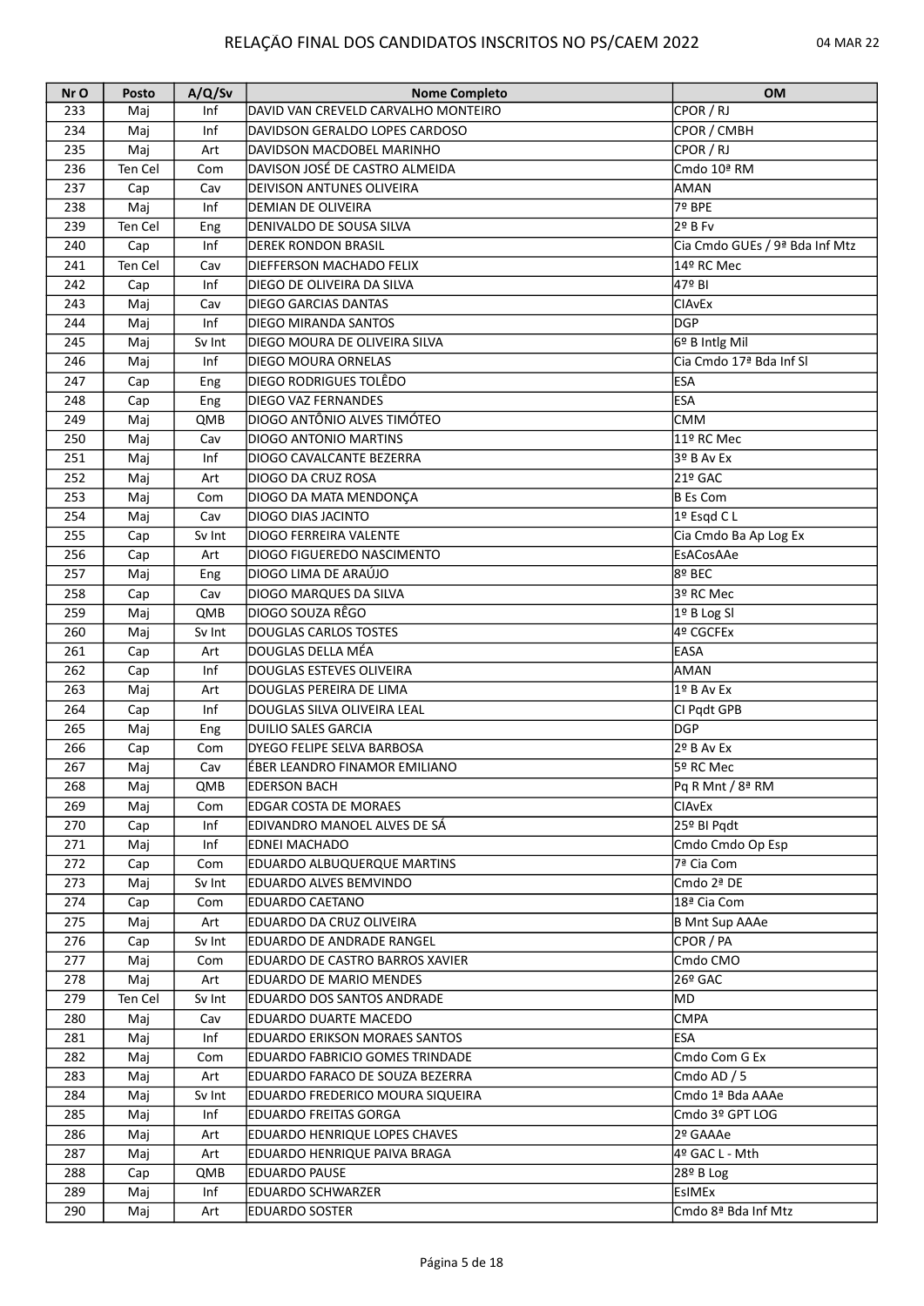# RELAÇÃO FINAL DOS CANDIDATOS INSCRITOS NO PS/CAEM 2022

04 MAR 22

| Nr O | Posto | A/Q/Sv | Nome Completo | OM |
|---|---|---|---|---|
| 233 | Maj | Inf | DAVID VAN CREVELD CARVALHO MONTEIRO | CPOR / RJ |
| 234 | Maj | Inf | DAVIDSON GERALDO LOPES CARDOSO | CPOR / CMBH |
| 235 | Maj | Art | DAVIDSON MACDOBEL MARINHO | CPOR / RJ |
| 236 | Ten Cel | Com | DAVISON JOSÉ DE CASTRO ALMEIDA | Cmdo 10ª RM |
| 237 | Cap | Cav | DEIVISON ANTUNES OLIVEIRA | AMAN |
| 238 | Maj | Inf | DEMIAN DE OLIVEIRA | 7º BPE |
| 239 | Ten Cel | Eng | DENIVALDO DE SOUSA SILVA | 2º B Fv |
| 240 | Cap | Inf | DEREK RONDON BRASIL | Cia Cmdo GUEs / 9ª Bda Inf Mtz |
| 241 | Ten Cel | Cav | DIEFFERSON MACHADO FELIX | 14º RC Mec |
| 242 | Cap | Inf | DIEGO DE OLIVEIRA DA SILVA | 47º BI |
| 243 | Maj | Cav | DIEGO GARCIAS DANTAS | CIAvEx |
| 244 | Maj | Inf | DIEGO MIRANDA SANTOS | DGP |
| 245 | Maj | Sv Int | DIEGO MOURA DE OLIVEIRA SILVA | 6º B Intlg Mil |
| 246 | Maj | Inf | DIEGO MOURA ORNELAS | Cia Cmdo 17ª Bda Inf Sl |
| 247 | Cap | Eng | DIEGO RODRIGUES TOLÊDO | ESA |
| 248 | Cap | Eng | DIEGO VAZ FERNANDES | ESA |
| 249 | Maj | QMB | DIOGO ANTÔNIO ALVES TIMÓTEO | CMM |
| 250 | Maj | Cav | DIOGO ANTONIO MARTINS | 11º RC Mec |
| 251 | Maj | Inf | DIOGO CAVALCANTE BEZERRA | 3º B Av Ex |
| 252 | Maj | Art | DIOGO DA CRUZ ROSA | 21º GAC |
| 253 | Maj | Com | DIOGO DA MATA MENDONÇA | B Es Com |
| 254 | Maj | Cav | DIOGO DIAS JACINTO | 1º Esqd C L |
| 255 | Cap | Sv Int | DIOGO FERREIRA VALENTE | Cia Cmdo Ba Ap Log Ex |
| 256 | Cap | Art | DIOGO FIGUEREDO NASCIMENTO | EsACosAAe |
| 257 | Maj | Eng | DIOGO LIMA DE ARAÚJO | 8º BEC |
| 258 | Cap | Cav | DIOGO MARQUES DA SILVA | 3º RC Mec |
| 259 | Maj | QMB | DIOGO SOUZA RÊGO | 1º B Log Sl |
| 260 | Maj | Sv Int | DOUGLAS CARLOS TOSTES | 4º CGCFEx |
| 261 | Cap | Art | DOUGLAS DELLA MÉA | EASA |
| 262 | Cap | Inf | DOUGLAS ESTEVES OLIVEIRA | AMAN |
| 263 | Maj | Art | DOUGLAS PEREIRA DE LIMA | 1º B Av Ex |
| 264 | Cap | Inf | DOUGLAS SILVA OLIVEIRA LEAL | CI Pqdt GPB |
| 265 | Maj | Eng | DUILIO SALES GARCIA | DGP |
| 266 | Cap | Com | DYEGO FELIPE SELVA BARBOSA | 2º B Av Ex |
| 267 | Maj | Cav | ÉBER LEANDRO FINAMOR EMILIANO | 5º RC Mec |
| 268 | Maj | QMB | EDERSON BACH | Pq R Mnt / 8ª RM |
| 269 | Maj | Com | EDGAR COSTA DE MORAES | CIAvEx |
| 270 | Cap | Inf | EDIVANDRO MANOEL ALVES DE SÁ | 25º BI Pqdt |
| 271 | Maj | Inf | EDNEI MACHADO | Cmdo Cmdo Op Esp |
| 272 | Cap | Com | EDUARDO ALBUQUERQUE MARTINS | 7ª Cia Com |
| 273 | Maj | Sv Int | EDUARDO ALVES BEMVINDO | Cmdo 2ª DE |
| 274 | Cap | Com | EDUARDO CAETANO | 18ª Cia Com |
| 275 | Maj | Art | EDUARDO DA CRUZ OLIVEIRA | B Mnt Sup AAAe |
| 276 | Cap | Sv Int | EDUARDO DE ANDRADE RANGEL | CPOR / PA |
| 277 | Maj | Com | EDUARDO DE CASTRO BARROS XAVIER | Cmdo CMO |
| 278 | Maj | Art | EDUARDO DE MARIO MENDES | 26º GAC |
| 279 | Ten Cel | Sv Int | EDUARDO DOS SANTOS ANDRADE | MD |
| 280 | Maj | Cav | EDUARDO DUARTE MACEDO | CMPA |
| 281 | Maj | Inf | EDUARDO ERIKSON MORAES SANTOS | ESA |
| 282 | Maj | Com | EDUARDO FABRICIO GOMES TRINDADE | Cmdo Com G Ex |
| 283 | Maj | Art | EDUARDO FARACO DE SOUZA BEZERRA | Cmdo AD / 5 |
| 284 | Maj | Sv Int | EDUARDO FREDERICO MOURA SIQUEIRA | Cmdo 1ª Bda AAAe |
| 285 | Maj | Inf | EDUARDO FREITAS GORGA | Cmdo 3º GPT LOG |
| 286 | Maj | Art | EDUARDO HENRIQUE LOPES CHAVES | 2º GAAAe |
| 287 | Maj | Art | EDUARDO HENRIQUE PAIVA BRAGA | 4º GAC L - Mth |
| 288 | Cap | QMB | EDUARDO PAUSE | 28º B Log |
| 289 | Maj | Inf | EDUARDO SCHWARZER | EsIMEx |
| 290 | Maj | Art | EDUARDO SOSTER | Cmdo 8ª Bda Inf Mtz |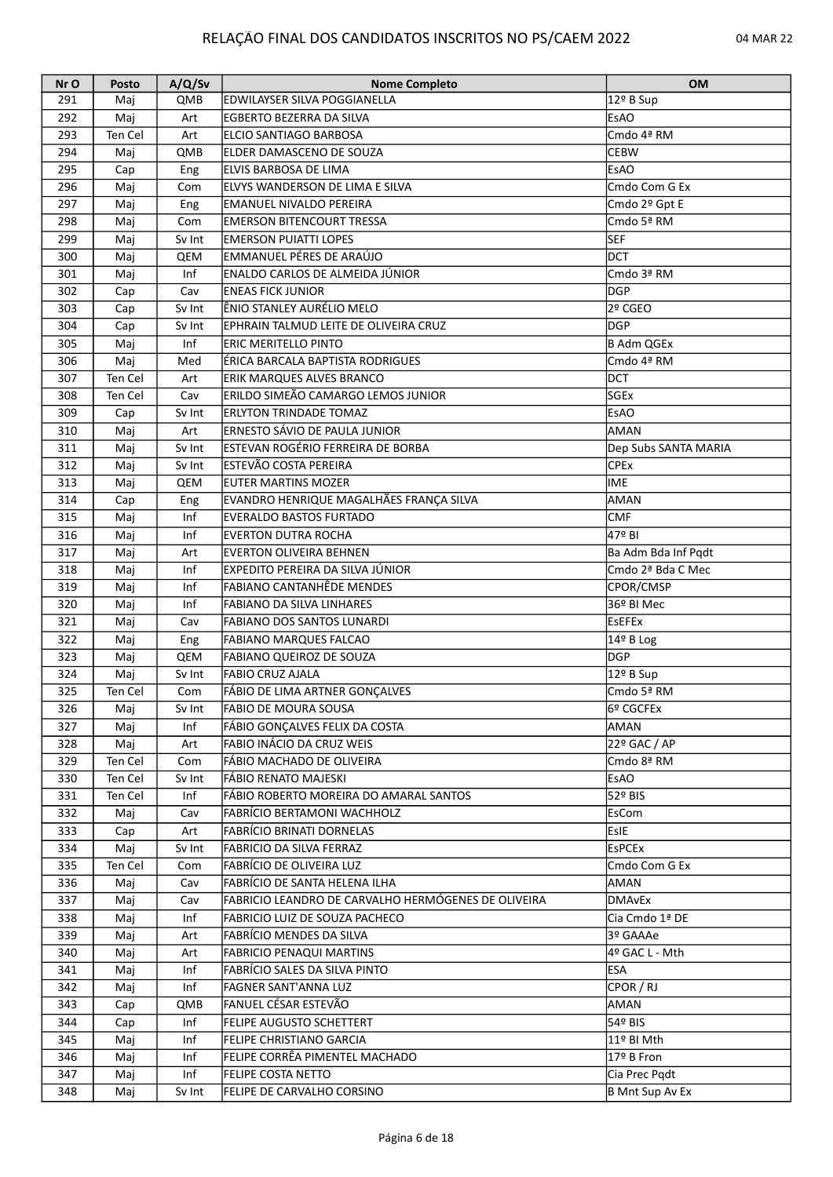# RELAÇÃO FINAL DOS CANDIDATOS INSCRITOS NO PS/CAEM 2022

04 MAR 22

| Nr O | Posto | A/Q/Sv | Nome Completo | OM |
|---|---|---|---|---|
| 291 | Maj | QMB | EDWILAYSER SILVA POGGIANELLA | 12º B Sup |
| 292 | Maj | Art | EGBERTO BEZERRA DA SILVA | EsAO |
| 293 | Ten Cel | Art | ELCIO SANTIAGO BARBOSA | Cmdo 4ª RM |
| 294 | Maj | QMB | ELDER DAMASCENO DE SOUZA | CEBW |
| 295 | Cap | Eng | ELVIS BARBOSA DE LIMA | EsAO |
| 296 | Maj | Com | ELVYS WANDERSON DE LIMA E SILVA | Cmdo Com G Ex |
| 297 | Maj | Eng | EMANUEL NIVALDO PEREIRA | Cmdo 2º Gpt E |
| 298 | Maj | Com | EMERSON BITENCOURT TRESSA | Cmdo 5ª RM |
| 299 | Maj | Sv Int | EMERSON PUIATTI LOPES | SEF |
| 300 | Maj | QEM | EMMANUEL PÉRES DE ARAÚJO | DCT |
| 301 | Maj | Inf | ENALDO CARLOS DE ALMEIDA JÚNIOR | Cmdo 3ª RM |
| 302 | Cap | Cav | ENEAS FICK JUNIOR | DGP |
| 303 | Cap | Sv Int | ÊNIO STANLEY AURÉLIO MELO | 2º CGEO |
| 304 | Cap | Sv Int | EPHRAIN TALMUD LEITE DE OLIVEIRA CRUZ | DGP |
| 305 | Maj | Inf | ERIC MERITELLO PINTO | B Adm QGEx |
| 306 | Maj | Med | ÉRICA BARCALA BAPTISTA RODRIGUES | Cmdo 4ª RM |
| 307 | Ten Cel | Art | ERIK MARQUES ALVES BRANCO | DCT |
| 308 | Ten Cel | Cav | ERILDO SIMEÃO CAMARGO LEMOS JUNIOR | SGEx |
| 309 | Cap | Sv Int | ERLYTON TRINDADE TOMAZ | EsAO |
| 310 | Maj | Art | ERNESTO SÁVIO DE PAULA JUNIOR | AMAN |
| 311 | Maj | Sv Int | ESTEVAN ROGÉRIO FERREIRA DE BORBA | Dep Subs SANTA MARIA |
| 312 | Maj | Sv Int | ESTEVÃO COSTA PEREIRA | CPEx |
| 313 | Maj | QEM | EUTER MARTINS MOZER | IME |
| 314 | Cap | Eng | EVANDRO HENRIQUE MAGALHÃES FRANÇA SILVA | AMAN |
| 315 | Maj | Inf | EVERALDO BASTOS FURTADO | CMF |
| 316 | Maj | Inf | EVERTON DUTRA ROCHA | 47º BI |
| 317 | Maj | Art | EVERTON OLIVEIRA BEHNEN | Ba Adm Bda Inf Pqdt |
| 318 | Maj | Inf | EXPEDITO PEREIRA DA SILVA JÚNIOR | Cmdo 2ª Bda C Mec |
| 319 | Maj | Inf | FABIANO CANTANHÊDE MENDES | CPOR/CMSP |
| 320 | Maj | Inf | FABIANO DA SILVA LINHARES | 36º BI Mec |
| 321 | Maj | Cav | FABIANO DOS SANTOS LUNARDI | EsEFEx |
| 322 | Maj | Eng | FABIANO MARQUES FALCAO | 14º B Log |
| 323 | Maj | QEM | FABIANO QUEIROZ DE SOUZA | DGP |
| 324 | Maj | Sv Int | FABIO CRUZ AJALA | 12º B Sup |
| 325 | Ten Cel | Com | FÁBIO DE LIMA ARTNER GONÇALVES | Cmdo 5ª RM |
| 326 | Maj | Sv Int | FABIO DE MOURA SOUSA | 6º CGCFEx |
| 327 | Maj | Inf | FÁBIO GONÇALVES FELIX DA COSTA | AMAN |
| 328 | Maj | Art | FABIO INÁCIO DA CRUZ WEIS | 22º GAC / AP |
| 329 | Ten Cel | Com | FÁBIO MACHADO DE OLIVEIRA | Cmdo 8ª RM |
| 330 | Ten Cel | Sv Int | FÁBIO RENATO MAJESKI | EsAO |
| 331 | Ten Cel | Inf | FÁBIO ROBERTO MOREIRA DO AMARAL SANTOS | 52º BIS |
| 332 | Maj | Cav | FABRÍCIO BERTAMONI WACHHOLZ | EsCom |
| 333 | Cap | Art | FABRÍCIO BRINATI DORNELAS | EsIE |
| 334 | Maj | Sv Int | FABRICIO DA SILVA FERRAZ | EsPCEx |
| 335 | Ten Cel | Com | FABRÍCIO DE OLIVEIRA LUZ | Cmdo Com G Ex |
| 336 | Maj | Cav | FABRÍCIO DE SANTA HELENA ILHA | AMAN |
| 337 | Maj | Cav | FABRICIO LEANDRO DE CARVALHO HERMÓGENES DE OLIVEIRA | DMAvEx |
| 338 | Maj | Inf | FABRICIO LUIZ DE SOUZA PACHECO | Cia Cmdo 1ª DE |
| 339 | Maj | Art | FABRÍCIO MENDES DA SILVA | 3º GAAAe |
| 340 | Maj | Art | FABRICIO PENAQUI MARTINS | 4º GAC L - Mth |
| 341 | Maj | Inf | FABRÍCIO SALES DA SILVA PINTO | ESA |
| 342 | Maj | Inf | FAGNER SANT'ANNA LUZ | CPOR / RJ |
| 343 | Cap | QMB | FANUEL CÉSAR ESTEVÃO | AMAN |
| 344 | Cap | Inf | FELIPE AUGUSTO SCHETTERT | 54º BIS |
| 345 | Maj | Inf | FELIPE CHRISTIANO GARCIA | 11º BI Mth |
| 346 | Maj | Inf | FELIPE CORRÊA PIMENTEL MACHADO | 17º B Fron |
| 347 | Maj | Inf | FELIPE COSTA NETTO | Cia Prec Pqdt |
| 348 | Maj | Sv Int | FELIPE DE CARVALHO CORSINO | B Mnt Sup Av Ex |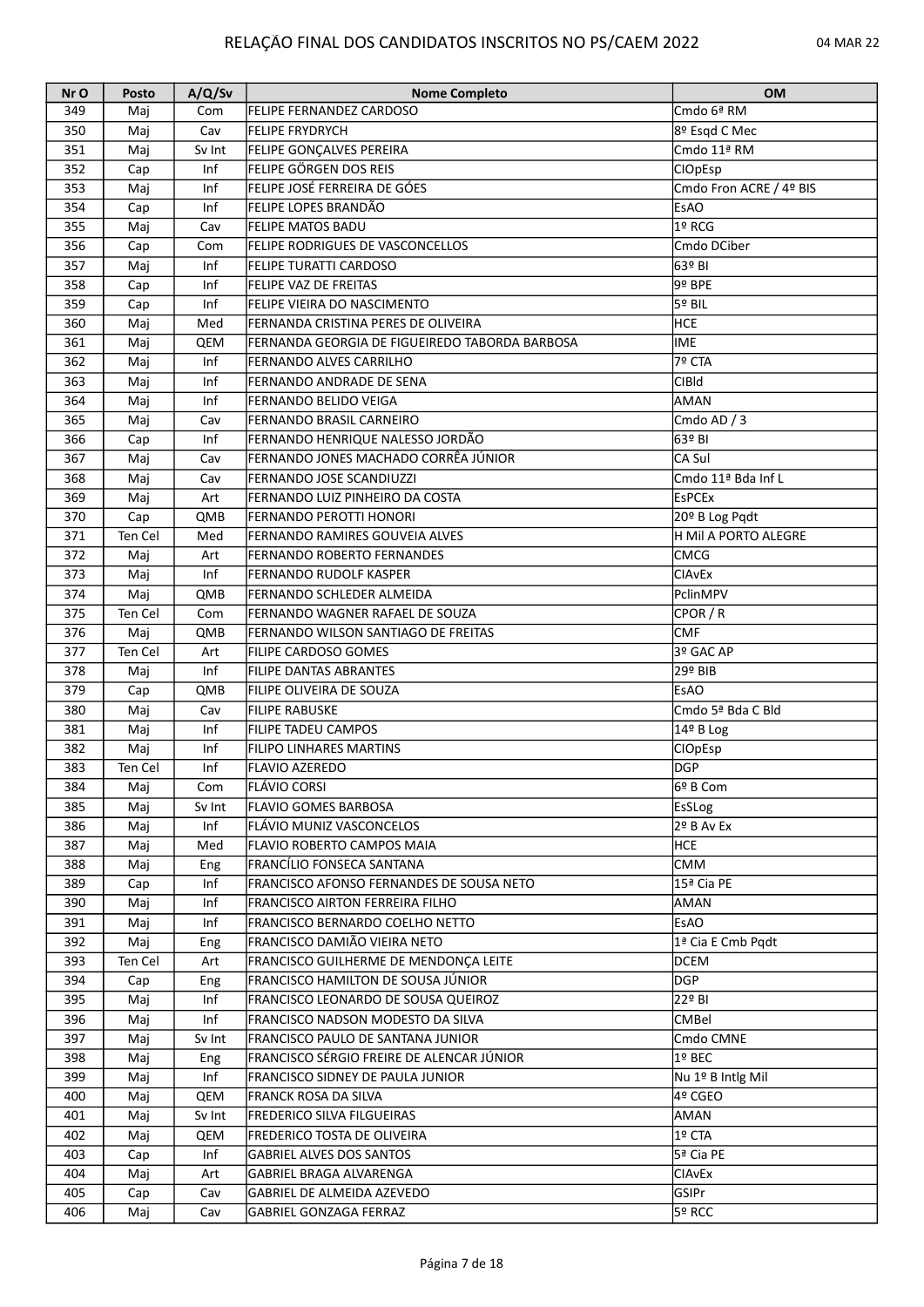# RELAÇÃO FINAL DOS CANDIDATOS INSCRITOS NO PS/CAEM 2022

04 MAR 22

| Nr O | Posto | A/Q/Sv | Nome Completo | OM |
|---|---|---|---|---|
| 349 | Maj | Com | FELIPE FERNANDEZ CARDOSO | Cmdo 6ª RM |
| 350 | Maj | Cav | FELIPE FRYDRYCH | 8º Esqd C Mec |
| 351 | Maj | Sv Int | FELIPE GONÇALVES PEREIRA | Cmdo 11ª RM |
| 352 | Cap | Inf | FELIPE GÖRGEN DOS REIS | CIOpEsp |
| 353 | Maj | Inf | FELIPE JOSÉ FERREIRA DE GÓES | Cmdo Fron ACRE / 4º BIS |
| 354 | Cap | Inf | FELIPE LOPES BRANDÃO | EsAO |
| 355 | Maj | Cav | FELIPE MATOS BADU | 1º RCG |
| 356 | Cap | Com | FELIPE RODRIGUES DE VASCONCELLOS | Cmdo DCiber |
| 357 | Maj | Inf | FELIPE TURATTI CARDOSO | 63º BI |
| 358 | Cap | Inf | FELIPE VAZ DE FREITAS | 9º BPE |
| 359 | Cap | Inf | FELIPE VIEIRA DO NASCIMENTO | 5º BIL |
| 360 | Maj | Med | FERNANDA CRISTINA PERES DE OLIVEIRA | HCE |
| 361 | Maj | QEM | FERNANDA GEORGIA DE FIGUEIREDO TABORDA BARBOSA | IME |
| 362 | Maj | Inf | FERNANDO ALVES CARRILHO | 7º CTA |
| 363 | Maj | Inf | FERNANDO ANDRADE DE SENA | CIBld |
| 364 | Maj | Inf | FERNANDO BELIDO VEIGA | AMAN |
| 365 | Maj | Cav | FERNANDO BRASIL CARNEIRO | Cmdo AD / 3 |
| 366 | Cap | Inf | FERNANDO HENRIQUE NALESSO JORDÃO | 63º BI |
| 367 | Maj | Cav | FERNANDO JONES MACHADO CORRÊA JÚNIOR | CA Sul |
| 368 | Maj | Cav | FERNANDO JOSE SCANDIUZZI | Cmdo 11ª Bda Inf L |
| 369 | Maj | Art | FERNANDO LUIZ PINHEIRO DA COSTA | EsPCEx |
| 370 | Cap | QMB | FERNANDO PEROTTI HONORI | 20º B Log Pqdt |
| 371 | Ten Cel | Med | FERNANDO RAMIRES GOUVEIA ALVES | H Mil A PORTO ALEGRE |
| 372 | Maj | Art | FERNANDO ROBERTO FERNANDES | CMCG |
| 373 | Maj | Inf | FERNANDO RUDOLF KASPER | CIAvEx |
| 374 | Maj | QMB | FERNANDO SCHLEDER ALMEIDA | PclinMPV |
| 375 | Ten Cel | Com | FERNANDO WAGNER RAFAEL DE SOUZA | CPOR / R |
| 376 | Maj | QMB | FERNANDO WILSON SANTIAGO DE FREITAS | CMF |
| 377 | Ten Cel | Art | FILIPE CARDOSO GOMES | 3º GAC AP |
| 378 | Maj | Inf | FILIPE DANTAS ABRANTES | 29º BIB |
| 379 | Cap | QMB | FILIPE OLIVEIRA DE SOUZA | EsAO |
| 380 | Maj | Cav | FILIPE RABUSKE | Cmdo 5ª Bda C Bld |
| 381 | Maj | Inf | FILIPE TADEU CAMPOS | 14º B Log |
| 382 | Maj | Inf | FILIPO LINHARES MARTINS | CIOpEsp |
| 383 | Ten Cel | Inf | FLAVIO AZEREDO | DGP |
| 384 | Maj | Com | FLÁVIO CORSI | 6º B Com |
| 385 | Maj | Sv Int | FLAVIO GOMES BARBOSA | EsSLog |
| 386 | Maj | Inf | FLÁVIO MUNIZ VASCONCELOS | 2º B Av Ex |
| 387 | Maj | Med | FLAVIO ROBERTO CAMPOS MAIA | HCE |
| 388 | Maj | Eng | FRANCÍLIO FONSECA SANTANA | CMM |
| 389 | Cap | Inf | FRANCISCO AFONSO FERNANDES DE SOUSA NETO | 15ª Cia PE |
| 390 | Maj | Inf | FRANCISCO AIRTON FERREIRA FILHO | AMAN |
| 391 | Maj | Inf | FRANCISCO BERNARDO COELHO NETTO | EsAO |
| 392 | Maj | Eng | FRANCISCO DAMIÃO VIEIRA NETO | 1ª Cia E Cmb Pqdt |
| 393 | Ten Cel | Art | FRANCISCO GUILHERME DE MENDONÇA LEITE | DCEM |
| 394 | Cap | Eng | FRANCISCO HAMILTON DE SOUSA JÚNIOR | DGP |
| 395 | Maj | Inf | FRANCISCO LEONARDO DE SOUSA QUEIROZ | 22º BI |
| 396 | Maj | Inf | FRANCISCO NADSON MODESTO DA SILVA | CMBel |
| 397 | Maj | Sv Int | FRANCISCO PAULO DE SANTANA JUNIOR | Cmdo CMNE |
| 398 | Maj | Eng | FRANCISCO SÉRGIO FREIRE DE ALENCAR JÚNIOR | 1º BEC |
| 399 | Maj | Inf | FRANCISCO SIDNEY DE PAULA JUNIOR | Nu 1º B Intlg Mil |
| 400 | Maj | QEM | FRANCK ROSA DA SILVA | 4º CGEO |
| 401 | Maj | Sv Int | FREDERICO SILVA FILGUEIRAS | AMAN |
| 402 | Maj | QEM | FREDERICO TOSTA DE OLIVEIRA | 1º CTA |
| 403 | Cap | Inf | GABRIEL ALVES DOS SANTOS | 5ª Cia PE |
| 404 | Maj | Art | GABRIEL BRAGA ALVARENGA | CIAvEx |
| 405 | Cap | Cav | GABRIEL DE ALMEIDA AZEVEDO | GSIPr |
| 406 | Maj | Cav | GABRIEL GONZAGA FERRAZ | 5º RCC |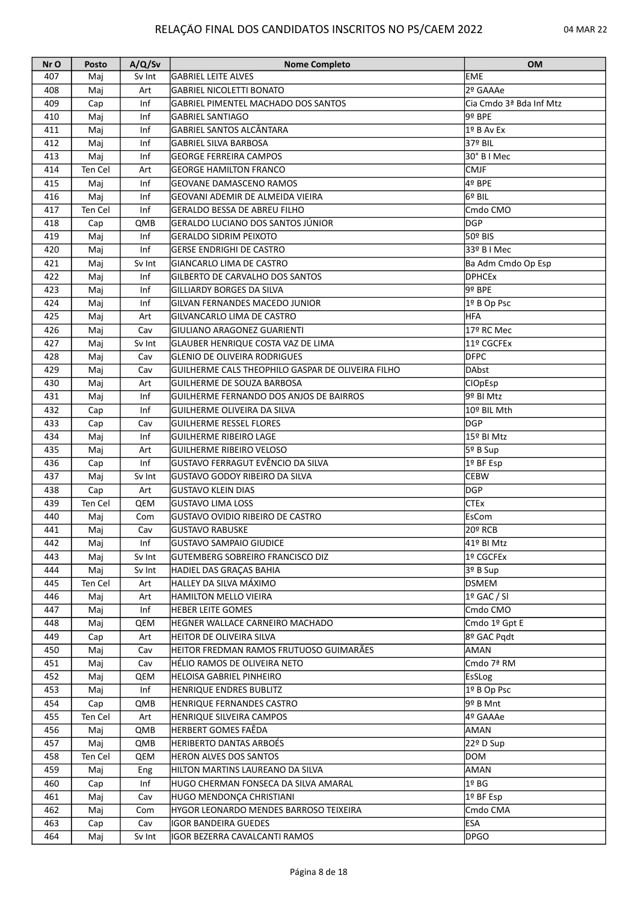# RELAÇÃO FINAL DOS CANDIDATOS INSCRITOS NO PS/CAEM 2022

04 MAR 22

| Nr O | Posto | A/Q/Sv | Nome Completo | OM |
|---|---|---|---|---|
| 407 | Maj | Sv Int | GABRIEL LEITE ALVES | EME |
| 408 | Maj | Art | GABRIEL NICOLETTI BONATO | 2º GAAAe |
| 409 | Cap | Inf | GABRIEL PIMENTEL MACHADO DOS SANTOS | Cia Cmdo 3ª Bda Inf Mtz |
| 410 | Maj | Inf | GABRIEL SANTIAGO | 9º BPE |
| 411 | Maj | Inf | GABRIEL SANTOS ALCÂNTARA | 1º B Av Ex |
| 412 | Maj | Inf | GABRIEL SILVA BARBOSA | 37º BIL |
| 413 | Maj | Inf | GEORGE FERREIRA CAMPOS | 30° B I Mec |
| 414 | Ten Cel | Art | GEORGE HAMILTON FRANCO | CMJF |
| 415 | Maj | Inf | GEOVANE DAMASCENO RAMOS | 4º BPE |
| 416 | Maj | Inf | GEOVANI ADEMIR DE ALMEIDA VIEIRA | 6º BIL |
| 417 | Ten Cel | Inf | GERALDO BESSA DE ABREU FILHO | Cmdo CMO |
| 418 | Cap | QMB | GERALDO LUCIANO DOS SANTOS JÚNIOR | DGP |
| 419 | Maj | Inf | GERALDO SIDRIM PEIXOTO | 50º BIS |
| 420 | Maj | Inf | GERSE ENDRIGHI DE CASTRO | 33º B I Mec |
| 421 | Maj | Sv Int | GIANCARLO LIMA DE CASTRO | Ba Adm Cmdo Op Esp |
| 422 | Maj | Inf | GILBERTO DE CARVALHO DOS SANTOS | DPHCEx |
| 423 | Maj | Inf | GILLIARDY BORGES DA SILVA | 9º BPE |
| 424 | Maj | Inf | GILVAN FERNANDES MACEDO JUNIOR | 1º B Op Psc |
| 425 | Maj | Art | GILVANCARLO LIMA DE CASTRO | HFA |
| 426 | Maj | Cav | GIULIANO ARAGONEZ GUARIENTI | 17º RC Mec |
| 427 | Maj | Sv Int | GLAUBER HENRIQUE COSTA VAZ DE LIMA | 11º CGCFEx |
| 428 | Maj | Cav | GLENIO DE OLIVEIRA RODRIGUES | DFPC |
| 429 | Maj | Cav | GUILHERME CALS THEOPHILO GASPAR DE OLIVEIRA FILHO | DAbst |
| 430 | Maj | Art | GUILHERME DE SOUZA BARBOSA | CIOpEsp |
| 431 | Maj | Inf | GUILHERME FERNANDO DOS ANJOS DE BAIRROS | 9º BI Mtz |
| 432 | Cap | Inf | GUILHERME OLIVEIRA DA SILVA | 10º BIL Mth |
| 433 | Cap | Cav | GUILHERME RESSEL FLORES | DGP |
| 434 | Maj | Inf | GUILHERME RIBEIRO LAGE | 15º BI Mtz |
| 435 | Maj | Art | GUILHERME RIBEIRO VELOSO | 5º B Sup |
| 436 | Cap | Inf | GUSTAVO FERRAGUT EVÊNCIO DA SILVA | 1º BF Esp |
| 437 | Maj | Sv Int | GUSTAVO GODOY RIBEIRO DA SILVA | CEBW |
| 438 | Cap | Art | GUSTAVO KLEIN DIAS | DGP |
| 439 | Ten Cel | QEM | GUSTAVO LIMA LOSS | CTEx |
| 440 | Maj | Com | GUSTAVO OVIDIO RIBEIRO DE CASTRO | EsCom |
| 441 | Maj | Cav | GUSTAVO RABUSKE | 20º RCB |
| 442 | Maj | Inf | GUSTAVO SAMPAIO GIUDICE | 41º BI Mtz |
| 443 | Maj | Sv Int | GUTEMBERG SOBREIRO FRANCISCO DIZ | 1º CGCFEx |
| 444 | Maj | Sv Int | HADIEL DAS GRAÇAS BAHIA | 3º B Sup |
| 445 | Ten Cel | Art | HALLEY DA SILVA MÁXIMO | DSMEM |
| 446 | Maj | Art | HAMILTON MELLO VIEIRA | 1º GAC / Sl |
| 447 | Maj | Inf | HEBER LEITE GOMES | Cmdo CMO |
| 448 | Maj | QEM | HEGNER WALLACE CARNEIRO MACHADO | Cmdo 1º Gpt E |
| 449 | Cap | Art | HEITOR DE OLIVEIRA SILVA | 8º GAC Pqdt |
| 450 | Maj | Cav | HEITOR FREDMAN RAMOS FRUTUOSO GUIMARÃES | AMAN |
| 451 | Maj | Cav | HÉLIO RAMOS DE OLIVEIRA NETO | Cmdo 7ª RM |
| 452 | Maj | QEM | HELOISA GABRIEL PINHEIRO | EsSLog |
| 453 | Maj | Inf | HENRIQUE ENDRES BUBLITZ | 1º B Op Psc |
| 454 | Cap | QMB | HENRIQUE FERNANDES CASTRO | 9º B Mnt |
| 455 | Ten Cel | Art | HENRIQUE SILVEIRA CAMPOS | 4º GAAAe |
| 456 | Maj | QMB | HERBERT GOMES FAÊDA | AMAN |
| 457 | Maj | QMB | HERIBERTO DANTAS ARBOÉS | 22º D Sup |
| 458 | Ten Cel | QEM | HERON ALVES DOS SANTOS | DOM |
| 459 | Maj | Eng | HILTON MARTINS LAUREANO DA SILVA | AMAN |
| 460 | Cap | Inf | HUGO CHERMAN FONSECA DA SILVA AMARAL | 1º BG |
| 461 | Maj | Cav | HUGO MENDONÇA CHRISTIANI | 1º BF Esp |
| 462 | Maj | Com | HYGOR LEONARDO MENDES BARROSO TEIXEIRA | Cmdo CMA |
| 463 | Cap | Cav | IGOR BANDEIRA GUEDES | ESA |
| 464 | Maj | Sv Int | IGOR BEZERRA CAVALCANTI RAMOS | DPGO |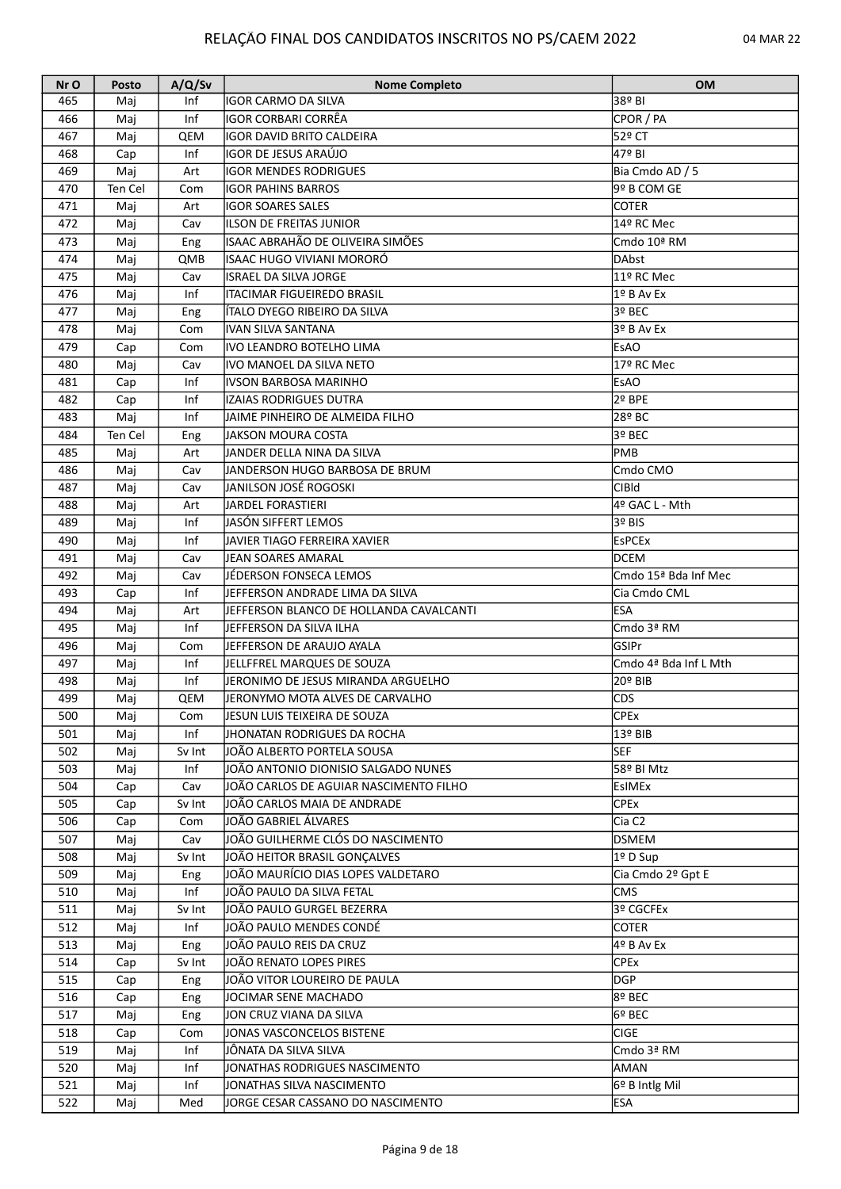# RELAÇÃO FINAL DOS CANDIDATOS INSCRITOS NO PS/CAEM 2022

04 MAR 22

| Nr O | Posto | A/Q/Sv | Nome Completo | OM |
|---|---|---|---|---|
| 465 | Maj | Inf | IGOR CARMO DA SILVA | 38º BI |
| 466 | Maj | Inf | IGOR CORBARI CORRÊA | CPOR / PA |
| 467 | Maj | QEM | IGOR DAVID BRITO CALDEIRA | 52º CT |
| 468 | Cap | Inf | IGOR DE JESUS ARAÚJO | 47º BI |
| 469 | Maj | Art | IGOR MENDES RODRIGUES | Bia Cmdo AD / 5 |
| 470 | Ten Cel | Com | IGOR PAHINS BARROS | 9º B COM GE |
| 471 | Maj | Art | IGOR SOARES SALES | COTER |
| 472 | Maj | Cav | ILSON DE FREITAS JUNIOR | 14º RC Mec |
| 473 | Maj | Eng | ISAAC ABRAHÃO DE OLIVEIRA SIMÕES | Cmdo 10ª RM |
| 474 | Maj | QMB | ISAAC HUGO VIVIANI MORORÓ | DAbst |
| 475 | Maj | Cav | ISRAEL DA SILVA JORGE | 11º RC Mec |
| 476 | Maj | Inf | ITACIMAR FIGUEIREDO BRASIL | 1º B Av Ex |
| 477 | Maj | Eng | ÍTALO DYEGO RIBEIRO DA SILVA | 3º BEC |
| 478 | Maj | Com | IVAN SILVA SANTANA | 3º B Av Ex |
| 479 | Cap | Com | IVO LEANDRO BOTELHO LIMA | EsAO |
| 480 | Maj | Cav | IVO MANOEL DA SILVA NETO | 17º RC Mec |
| 481 | Cap | Inf | IVSON BARBOSA MARINHO | EsAO |
| 482 | Cap | Inf | IZAIAS RODRIGUES DUTRA | 2º BPE |
| 483 | Maj | Inf | JAIME PINHEIRO DE ALMEIDA FILHO | 28º BC |
| 484 | Ten Cel | Eng | JAKSON MOURA COSTA | 3º BEC |
| 485 | Maj | Art | JANDER DELLA NINA DA SILVA | PMB |
| 486 | Maj | Cav | JANDERSON HUGO BARBOSA DE BRUM | Cmdo CMO |
| 487 | Maj | Cav | JANILSON JOSÉ ROGOSKI | CIBld |
| 488 | Maj | Art | JARDEL FORASTIERI | 4º GAC L - Mth |
| 489 | Maj | Inf | JASÓN SIFFERT LEMOS | 3º BIS |
| 490 | Maj | Inf | JAVIER TIAGO FERREIRA XAVIER | EsPCEx |
| 491 | Maj | Cav | JEAN SOARES AMARAL | DCEM |
| 492 | Maj | Cav | JÉDERSON FONSECA LEMOS | Cmdo 15ª Bda Inf Mec |
| 493 | Cap | Inf | JEFFERSON ANDRADE LIMA DA SILVA | Cia Cmdo CML |
| 494 | Maj | Art | JEFFERSON BLANCO DE HOLLANDA CAVALCANTI | ESA |
| 495 | Maj | Inf | JEFFERSON DA SILVA ILHA | Cmdo 3ª RM |
| 496 | Maj | Com | JEFFERSON DE ARAUJO AYALA | GSIPr |
| 497 | Maj | Inf | JELLFFREL MARQUES DE SOUZA | Cmdo 4ª Bda Inf L Mth |
| 498 | Maj | Inf | JERONIMO DE JESUS MIRANDA ARGUELHO | 20º BIB |
| 499 | Maj | QEM | JERONYMO MOTA ALVES DE CARVALHO | CDS |
| 500 | Maj | Com | JESUN LUIS TEIXEIRA DE SOUZA | CPEx |
| 501 | Maj | Inf | JHONATAN RODRIGUES DA ROCHA | 13º BIB |
| 502 | Maj | Sv Int | JOÃO ALBERTO PORTELA SOUSA | SEF |
| 503 | Maj | Inf | JOÃO ANTONIO DIONISIO SALGADO NUNES | 58º BI Mtz |
| 504 | Cap | Cav | JOÃO CARLOS DE AGUIAR NASCIMENTO FILHO | EsIMEx |
| 505 | Cap | Sv Int | JOÃO CARLOS MAIA DE ANDRADE | CPEx |
| 506 | Cap | Com | JOÃO GABRIEL ÁLVARES | Cia C2 |
| 507 | Maj | Cav | JOÃO GUILHERME CLÓS DO NASCIMENTO | DSMEM |
| 508 | Maj | Sv Int | JOÃO HEITOR BRASIL GONÇALVES | 1º D Sup |
| 509 | Maj | Eng | JOÃO MAURÍCIO DIAS LOPES VALDETARO | Cia Cmdo 2º Gpt E |
| 510 | Maj | Inf | JOÃO PAULO DA SILVA FETAL | CMS |
| 511 | Maj | Sv Int | JOÃO PAULO GURGEL BEZERRA | 3º CGCFEx |
| 512 | Maj | Inf | JOÃO PAULO MENDES CONDÉ | COTER |
| 513 | Maj | Eng | JOÃO PAULO REIS DA CRUZ | 4º B Av Ex |
| 514 | Cap | Sv Int | JOÃO RENATO LOPES PIRES | CPEx |
| 515 | Cap | Eng | JOÃO VITOR LOUREIRO DE PAULA | DGP |
| 516 | Cap | Eng | JOCIMAR SENE MACHADO | 8º BEC |
| 517 | Maj | Eng | JON CRUZ VIANA DA SILVA | 6º BEC |
| 518 | Cap | Com | JONAS VASCONCELOS BISTENE | CIGE |
| 519 | Maj | Inf | JÔNATA DA SILVA SILVA | Cmdo 3ª RM |
| 520 | Maj | Inf | JONATHAS RODRIGUES NASCIMENTO | AMAN |
| 521 | Maj | Inf | JONATHAS SILVA NASCIMENTO | 6º B Intlg Mil |
| 522 | Maj | Med | JORGE CESAR CASSANO DO NASCIMENTO | ESA |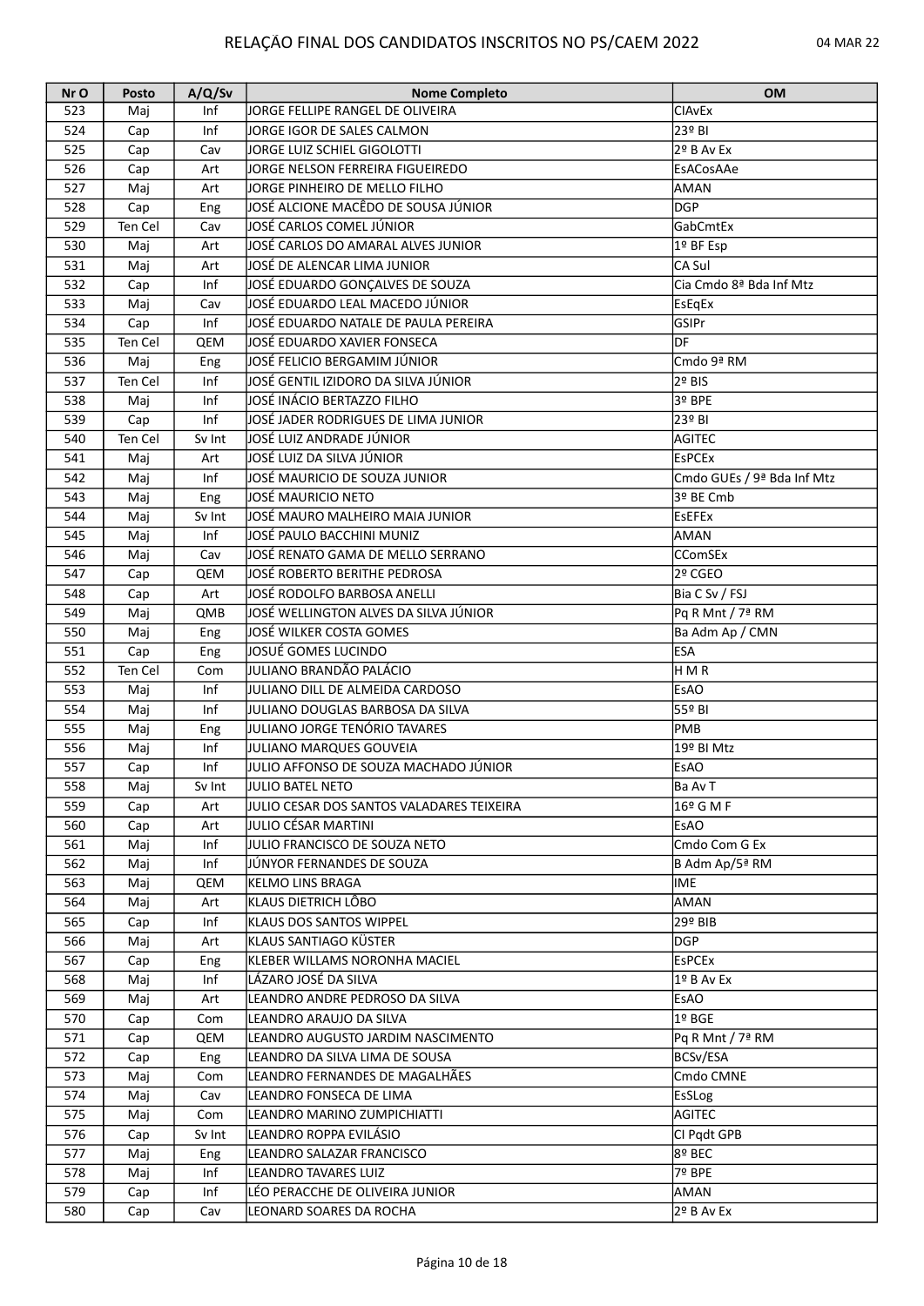# RELAÇÃO FINAL DOS CANDIDATOS INSCRITOS NO PS/CAEM 2022

04 MAR 22

| Nr O | Posto | A/Q/Sv | Nome Completo | OM |
|---|---|---|---|---|
| 523 | Maj | Inf | JORGE FELLIPE RANGEL DE OLIVEIRA | CIAvEx |
| 524 | Cap | Inf | JORGE IGOR DE SALES CALMON | 23º BI |
| 525 | Cap | Cav | JORGE LUIZ SCHIEL GIGOLOTTI | 2º B Av Ex |
| 526 | Cap | Art | JORGE NELSON FERREIRA FIGUEIREDO | EsACosAAe |
| 527 | Maj | Art | JORGE PINHEIRO DE MELLO FILHO | AMAN |
| 528 | Cap | Eng | JOSÉ ALCIONE MACÊDO DE SOUSA JÚNIOR | DGP |
| 529 | Ten Cel | Cav | JOSÉ CARLOS COMEL JÚNIOR | GabCmtEx |
| 530 | Maj | Art | JOSÉ CARLOS DO AMARAL ALVES JUNIOR | 1º BF Esp |
| 531 | Maj | Art | JOSÉ DE ALENCAR LIMA JUNIOR | CA Sul |
| 532 | Cap | Inf | JOSÉ EDUARDO GONÇALVES DE SOUZA | Cia Cmdo 8ª Bda Inf Mtz |
| 533 | Maj | Cav | JOSÉ EDUARDO LEAL MACEDO JÚNIOR | EsEqEx |
| 534 | Cap | Inf | JOSÉ EDUARDO NATALE DE PAULA PEREIRA | GSIPr |
| 535 | Ten Cel | QEM | JOSÉ EDUARDO XAVIER FONSECA | DF |
| 536 | Maj | Eng | JOSÉ FELICIO BERGAMIM JÚNIOR | Cmdo 9ª RM |
| 537 | Ten Cel | Inf | JOSÉ GENTIL IZIDORO DA SILVA JÚNIOR | 2º BIS |
| 538 | Maj | Inf | JOSÉ INÁCIO BERTAZZO FILHO | 3º BPE |
| 539 | Cap | Inf | JOSÉ JADER RODRIGUES DE LIMA JUNIOR | 23º BI |
| 540 | Ten Cel | Sv Int | JOSÉ LUIZ ANDRADE JÚNIOR | AGITEC |
| 541 | Maj | Art | JOSÉ LUIZ DA SILVA JÚNIOR | EsPCEx |
| 542 | Maj | Inf | JOSÉ MAURICIO DE SOUZA JUNIOR | Cmdo GUEs / 9ª Bda Inf Mtz |
| 543 | Maj | Eng | JOSÉ MAURICIO NETO | 3º BE Cmb |
| 544 | Maj | Sv Int | JOSÉ MAURO MALHEIRO MAIA JUNIOR | EsEFEx |
| 545 | Maj | Inf | JOSÉ PAULO BACCHINI MUNIZ | AMAN |
| 546 | Maj | Cav | JOSÉ RENATO GAMA DE MELLO SERRANO | CComSEx |
| 547 | Cap | QEM | JOSÉ ROBERTO BERITHE PEDROSA | 2º CGEO |
| 548 | Cap | Art | JOSÉ RODOLFO BARBOSA ANELLI | Bia C Sv / FSJ |
| 549 | Maj | QMB | JOSÉ WELLINGTON ALVES DA SILVA JÚNIOR | Pq R Mnt / 7ª RM |
| 550 | Maj | Eng | JOSÉ WILKER COSTA GOMES | Ba Adm Ap / CMN |
| 551 | Cap | Eng | JOSUÉ GOMES LUCINDO | ESA |
| 552 | Ten Cel | Com | JULIANO BRANDÃO PALÁCIO | H M R |
| 553 | Maj | Inf | JULIANO DILL DE ALMEIDA CARDOSO | EsAO |
| 554 | Maj | Inf | JULIANO DOUGLAS BARBOSA DA SILVA | 55º BI |
| 555 | Maj | Eng | JULIANO JORGE TENÓRIO TAVARES | PMB |
| 556 | Maj | Inf | JULIANO MARQUES GOUVEIA | 19º BI Mtz |
| 557 | Cap | Inf | JULIO AFFONSO DE SOUZA MACHADO JÚNIOR | EsAO |
| 558 | Maj | Sv Int | JULIO BATEL NETO | Ba Av T |
| 559 | Cap | Art | JULIO CESAR DOS SANTOS VALADARES TEIXEIRA | 16º G M F |
| 560 | Cap | Art | JULIO CÉSAR MARTINI | EsAO |
| 561 | Maj | Inf | JULIO FRANCISCO DE SOUZA NETO | Cmdo Com G Ex |
| 562 | Maj | Inf | JÚNYOR FERNANDES DE SOUZA | B Adm Ap/5ª RM |
| 563 | Maj | QEM | KELMO LINS BRAGA | IME |
| 564 | Maj | Art | KLAUS DIETRICH LÔBO | AMAN |
| 565 | Cap | Inf | KLAUS DOS SANTOS WIPPEL | 29º BIB |
| 566 | Maj | Art | KLAUS SANTIAGO KÜSTER | DGP |
| 567 | Cap | Eng | KLEBER WILLAMS NORONHA MACIEL | EsPCEx |
| 568 | Maj | Inf | LÁZARO JOSÉ DA SILVA | 1º B Av Ex |
| 569 | Maj | Art | LEANDRO ANDRE PEDROSO DA SILVA | EsAO |
| 570 | Cap | Com | LEANDRO ARAUJO DA SILVA | 1º BGE |
| 571 | Cap | QEM | LEANDRO AUGUSTO JARDIM NASCIMENTO | Pq R Mnt / 7ª RM |
| 572 | Cap | Eng | LEANDRO DA SILVA LIMA DE SOUSA | BCSv/ESA |
| 573 | Maj | Com | LEANDRO FERNANDES DE MAGALHÃES | Cmdo CMNE |
| 574 | Maj | Cav | LEANDRO FONSECA DE LIMA | EsSLog |
| 575 | Maj | Com | LEANDRO MARINO ZUMPICHIATTI | AGITEC |
| 576 | Cap | Sv Int | LEANDRO ROPPA EVILÁSIO | CI Pqdt GPB |
| 577 | Maj | Eng | LEANDRO SALAZAR FRANCISCO | 8º BEC |
| 578 | Maj | Inf | LEANDRO TAVARES LUIZ | 7º BPE |
| 579 | Cap | Inf | LÉO PERACCHE DE OLIVEIRA JUNIOR | AMAN |
| 580 | Cap | Cav | LEONARD SOARES DA ROCHA | 2º B Av Ex |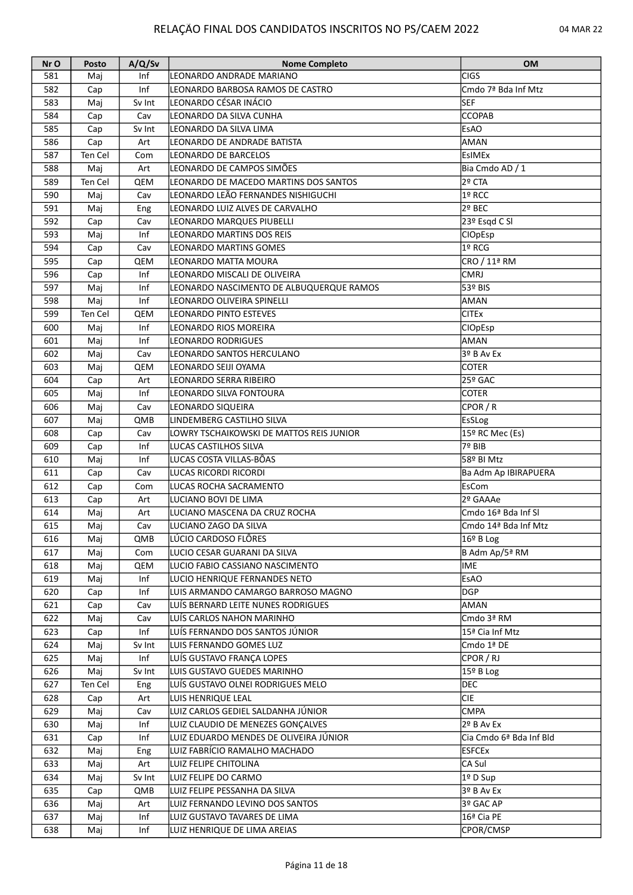# RELAÇÃO FINAL DOS CANDIDATOS INSCRITOS NO PS/CAEM 2022

04 MAR 22

| Nr O | Posto | A/Q/Sv | Nome Completo | OM |
|---|---|---|---|---|
| 581 | Maj | Inf | LEONARDO ANDRADE MARIANO | CIGS |
| 582 | Cap | Inf | LEONARDO BARBOSA RAMOS DE CASTRO | Cmdo 7ª Bda Inf Mtz |
| 583 | Maj | Sv Int | LEONARDO CÉSAR INÁCIO | SEF |
| 584 | Cap | Cav | LEONARDO DA SILVA CUNHA | CCOPAB |
| 585 | Cap | Sv Int | LEONARDO DA SILVA LIMA | EsAO |
| 586 | Cap | Art | LEONARDO DE ANDRADE BATISTA | AMAN |
| 587 | Ten Cel | Com | LEONARDO DE BARCELOS | EsIMEx |
| 588 | Maj | Art | LEONARDO DE CAMPOS SIMÕES | Bia Cmdo AD / 1 |
| 589 | Ten Cel | QEM | LEONARDO DE MACEDO MARTINS DOS SANTOS | 2º CTA |
| 590 | Maj | Cav | LEONARDO LEÃO FERNANDES NISHIGUCHI | 1º RCC |
| 591 | Maj | Eng | LEONARDO LUIZ ALVES DE CARVALHO | 2º BEC |
| 592 | Cap | Cav | LEONARDO MARQUES PIUBELLI | 23º Esqd C Sl |
| 593 | Maj | Inf | LEONARDO MARTINS DOS REIS | CIOpEsp |
| 594 | Cap | Cav | LEONARDO MARTINS GOMES | 1º RCG |
| 595 | Cap | QEM | LEONARDO MATTA MOURA | CRO / 11ª RM |
| 596 | Cap | Inf | LEONARDO MISCALI DE OLIVEIRA | CMRJ |
| 597 | Maj | Inf | LEONARDO NASCIMENTO DE ALBUQUERQUE RAMOS | 53º BIS |
| 598 | Maj | Inf | LEONARDO OLIVEIRA SPINELLI | AMAN |
| 599 | Ten Cel | QEM | LEONARDO PINTO ESTEVES | CITEx |
| 600 | Maj | Inf | LEONARDO RIOS MOREIRA | CIOpEsp |
| 601 | Maj | Inf | LEONARDO RODRIGUES | AMAN |
| 602 | Maj | Cav | LEONARDO SANTOS HERCULANO | 3º B Av Ex |
| 603 | Maj | QEM | LEONARDO SEIJI OYAMA | COTER |
| 604 | Cap | Art | LEONARDO SERRA RIBEIRO | 25º GAC |
| 605 | Maj | Inf | LEONARDO SILVA FONTOURA | COTER |
| 606 | Maj | Cav | LEONARDO SIQUEIRA | CPOR / R |
| 607 | Maj | QMB | LINDEMBERG CASTILHO SILVA | EsSLog |
| 608 | Cap | Cav | LOWRY TSCHAIKOWSKI DE MATTOS REIS JUNIOR | 15º RC Mec (Es) |
| 609 | Cap | Inf | LUCAS CASTILHOS SILVA | 7º BIB |
| 610 | Maj | Inf | LUCAS COSTA VILLAS-BÔAS | 58º BI Mtz |
| 611 | Cap | Cav | LUCAS RICORDI RICORDI | Ba Adm Ap IBIRAPUERA |
| 612 | Cap | Com | LUCAS ROCHA SACRAMENTO | EsCom |
| 613 | Cap | Art | LUCIANO BOVI DE LIMA | 2º GAAAe |
| 614 | Maj | Art | LUCIANO MASCENA DA CRUZ ROCHA | Cmdo 16ª Bda Inf Sl |
| 615 | Maj | Cav | LUCIANO ZAGO DA SILVA | Cmdo 14ª Bda Inf Mtz |
| 616 | Maj | QMB | LÚCIO CARDOSO FLÔRES | 16º B Log |
| 617 | Maj | Com | LUCIO CESAR GUARANI DA SILVA | B Adm Ap/5ª RM |
| 618 | Maj | QEM | LUCIO FABIO CASSIANO NASCIMENTO | IME |
| 619 | Maj | Inf | LUCIO HENRIQUE FERNANDES NETO | EsAO |
| 620 | Cap | Inf | LUIS ARMANDO CAMARGO BARROSO MAGNO | DGP |
| 621 | Cap | Cav | LUÍS BERNARD LEITE NUNES RODRIGUES | AMAN |
| 622 | Maj | Cav | LUÍS CARLOS NAHON MARINHO | Cmdo 3ª RM |
| 623 | Cap | Inf | LUÍS FERNANDO DOS SANTOS JÚNIOR | 15ª Cia Inf Mtz |
| 624 | Maj | Sv Int | LUIS FERNANDO GOMES LUZ | Cmdo 1ª DE |
| 625 | Maj | Inf | LUÍS GUSTAVO FRANÇA LOPES | CPOR / RJ |
| 626 | Maj | Sv Int | LUIS GUSTAVO GUEDES MARINHO | 15º B Log |
| 627 | Ten Cel | Eng | LUÍS GUSTAVO OLNEI RODRIGUES MELO | DEC |
| 628 | Cap | Art | LUIS HENRIQUE LEAL | CIE |
| 629 | Maj | Cav | LUIZ CARLOS GEDIEL SALDANHA JÚNIOR | CMPA |
| 630 | Maj | Inf | LUIZ CLAUDIO DE MENEZES GONÇALVES | 2º B Av Ex |
| 631 | Cap | Inf | LUIZ EDUARDO MENDES DE OLIVEIRA JÚNIOR | Cia Cmdo 6ª Bda Inf Bld |
| 632 | Maj | Eng | LUIZ FABRÍCIO RAMALHO MACHADO | ESFCEx |
| 633 | Maj | Art | LUIZ FELIPE CHITOLINA | CA Sul |
| 634 | Maj | Sv Int | LUIZ FELIPE DO CARMO | 1º D Sup |
| 635 | Cap | QMB | LUIZ FELIPE PESSANHA DA SILVA | 3º B Av Ex |
| 636 | Maj | Art | LUIZ FERNANDO LEVINO DOS SANTOS | 3º GAC AP |
| 637 | Maj | Inf | LUIZ GUSTAVO TAVARES DE LIMA | 16ª Cia PE |
| 638 | Maj | Inf | LUIZ HENRIQUE DE LIMA AREIAS | CPOR/CMSP |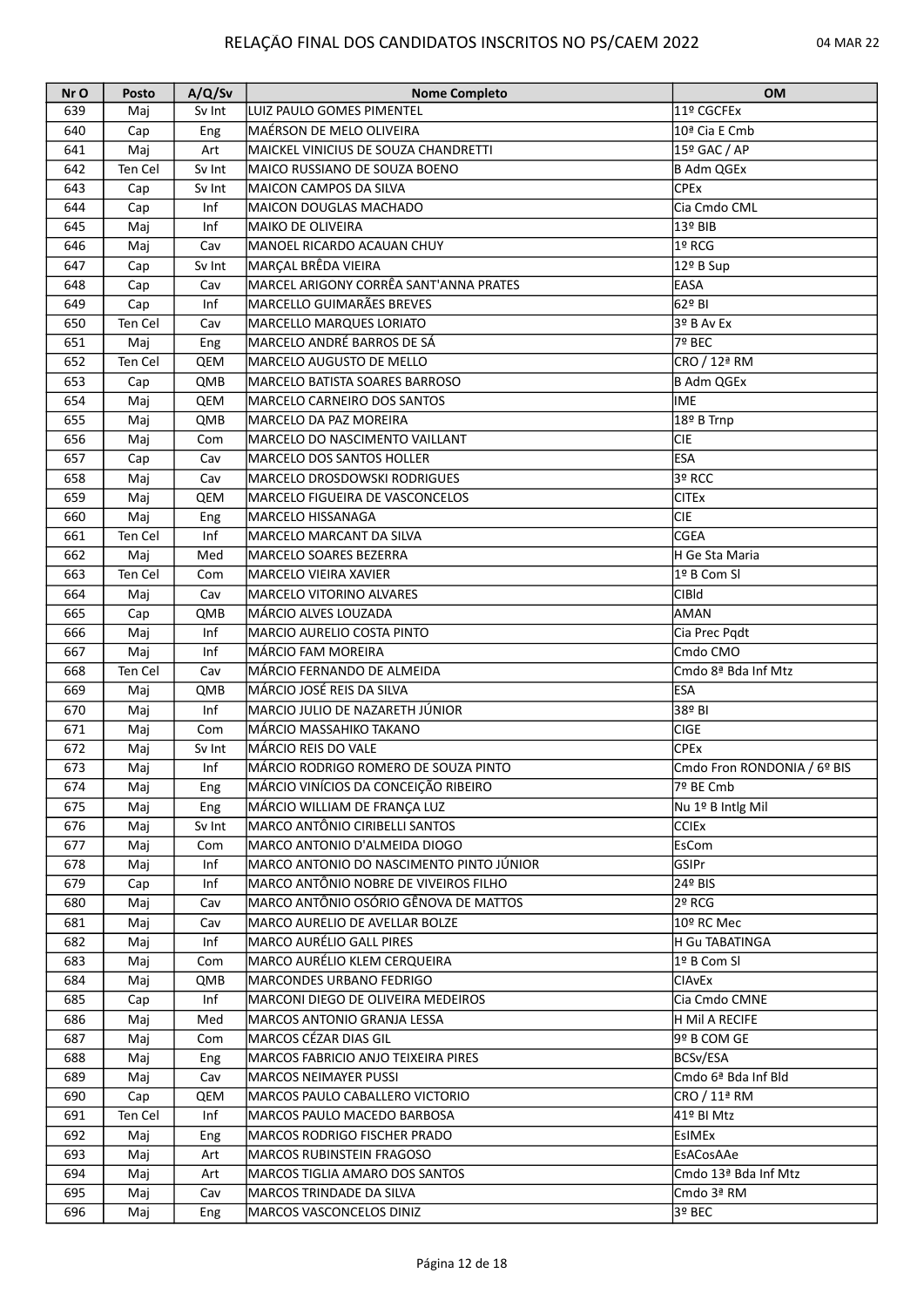# RELAÇÃO FINAL DOS CANDIDATOS INSCRITOS NO PS/CAEM 2022

04 MAR 22

| Nr O | Posto | A/Q/Sv | Nome Completo | OM |
|---|---|---|---|---|
| 639 | Maj | Sv Int | LUIZ PAULO GOMES PIMENTEL | 11º CGCFEx |
| 640 | Cap | Eng | MAÉRSON DE MELO OLIVEIRA | 10ª Cia E Cmb |
| 641 | Maj | Art | MAICKEL VINICIUS DE SOUZA CHANDRETTI | 15º GAC / AP |
| 642 | Ten Cel | Sv Int | MAICO RUSSIANO DE SOUZA BOENO | B Adm QGEx |
| 643 | Cap | Sv Int | MAICON CAMPOS DA SILVA | CPEx |
| 644 | Cap | Inf | MAICON DOUGLAS MACHADO | Cia Cmdo CML |
| 645 | Maj | Inf | MAIKO DE OLIVEIRA | 13º BIB |
| 646 | Maj | Cav | MANOEL RICARDO ACAUAN CHUY | 1º RCG |
| 647 | Cap | Sv Int | MARÇAL BRÊDA VIEIRA | 12º B Sup |
| 648 | Cap | Cav | MARCEL ARIGONY CORRÊA SANT'ANNA PRATES | EASA |
| 649 | Cap | Inf | MARCELLO GUIMARÃES BREVES | 62º BI |
| 650 | Ten Cel | Cav | MARCELLO MARQUES LORIATO | 3º B Av Ex |
| 651 | Maj | Eng | MARCELO ANDRÉ BARROS DE SÁ | 7º BEC |
| 652 | Ten Cel | QEM | MARCELO AUGUSTO DE MELLO | CRO / 12ª RM |
| 653 | Cap | QMB | MARCELO BATISTA SOARES BARROSO | B Adm QGEx |
| 654 | Maj | QEM | MARCELO CARNEIRO DOS SANTOS | IME |
| 655 | Maj | QMB | MARCELO DA PAZ MOREIRA | 18º B Trnp |
| 656 | Maj | Com | MARCELO DO NASCIMENTO VAILLANT | CIE |
| 657 | Cap | Cav | MARCELO DOS SANTOS HOLLER | ESA |
| 658 | Maj | Cav | MARCELO DROSDOWSKI RODRIGUES | 3º RCC |
| 659 | Maj | QEM | MARCELO FIGUEIRA DE VASCONCELOS | CITEx |
| 660 | Maj | Eng | MARCELO HISSANAGA | CIE |
| 661 | Ten Cel | Inf | MARCELO MARCANT DA SILVA | CGEA |
| 662 | Maj | Med | MARCELO SOARES BEZERRA | H Ge Sta Maria |
| 663 | Ten Cel | Com | MARCELO VIEIRA XAVIER | 1º B Com Sl |
| 664 | Maj | Cav | MARCELO VITORINO ALVARES | CIBld |
| 665 | Cap | QMB | MÁRCIO ALVES LOUZADA | AMAN |
| 666 | Maj | Inf | MARCIO AURELIO COSTA PINTO | Cia Prec Pqdt |
| 667 | Maj | Inf | MÁRCIO FAM MOREIRA | Cmdo CMO |
| 668 | Ten Cel | Cav | MÁRCIO FERNANDO DE ALMEIDA | Cmdo 8ª Bda Inf Mtz |
| 669 | Maj | QMB | MÁRCIO JOSÉ REIS DA SILVA | ESA |
| 670 | Maj | Inf | MARCIO JULIO DE NAZARETH JÚNIOR | 38º BI |
| 671 | Maj | Com | MÁRCIO MASSAHIKO TAKANO | CIGE |
| 672 | Maj | Sv Int | MÁRCIO REIS DO VALE | CPEx |
| 673 | Maj | Inf | MÁRCIO RODRIGO ROMERO DE SOUZA PINTO | Cmdo Fron RONDONIA / 6º BIS |
| 674 | Maj | Eng | MÁRCIO VINÍCIOS DA CONCEIÇÃO RIBEIRO | 7º BE Cmb |
| 675 | Maj | Eng | MÁRCIO WILLIAM DE FRANÇA LUZ | Nu 1º B Intlg Mil |
| 676 | Maj | Sv Int | MARCO ANTÔNIO CIRIBELLI SANTOS | CCIEx |
| 677 | Maj | Com | MARCO ANTONIO D'ALMEIDA DIOGO | EsCom |
| 678 | Maj | Inf | MARCO ANTONIO DO NASCIMENTO PINTO JÚNIOR | GSIPr |
| 679 | Cap | Inf | MARCO ANTÔNIO NOBRE DE VIVEIROS FILHO | 24º BIS |
| 680 | Maj | Cav | MARCO ANTÔNIO OSÓRIO GÊNOVA DE MATTOS | 2º RCG |
| 681 | Maj | Cav | MARCO AURELIO DE AVELLAR BOLZE | 10º RC Mec |
| 682 | Maj | Inf | MARCO AURÉLIO GALL PIRES | H Gu TABATINGA |
| 683 | Maj | Com | MARCO AURÉLIO KLEM CERQUEIRA | 1º B Com Sl |
| 684 | Maj | QMB | MARCONDES URBANO FEDRIGO | CIAvEx |
| 685 | Cap | Inf | MARCONI DIEGO DE OLIVEIRA MEDEIROS | Cia Cmdo CMNE |
| 686 | Maj | Med | MARCOS ANTONIO GRANJA LESSA | H Mil A RECIFE |
| 687 | Maj | Com | MARCOS CÉZAR DIAS GIL | 9º B COM GE |
| 688 | Maj | Eng | MARCOS FABRICIO ANJO TEIXEIRA PIRES | BCSv/ESA |
| 689 | Maj | Cav | MARCOS NEIMAYER PUSSI | Cmdo 6ª Bda Inf Bld |
| 690 | Cap | QEM | MARCOS PAULO CABALLERO VICTORIO | CRO / 11ª RM |
| 691 | Ten Cel | Inf | MARCOS PAULO MACEDO BARBOSA | 41º BI Mtz |
| 692 | Maj | Eng | MARCOS RODRIGO FISCHER PRADO | EsIMEx |
| 693 | Maj | Art | MARCOS RUBINSTEIN FRAGOSO | EsACosAAe |
| 694 | Maj | Art | MARCOS TIGLIA AMARO DOS SANTOS | Cmdo 13ª Bda Inf Mtz |
| 695 | Maj | Cav | MARCOS TRINDADE DA SILVA | Cmdo 3ª RM |
| 696 | Maj | Eng | MARCOS VASCONCELOS DINIZ | 3º BEC |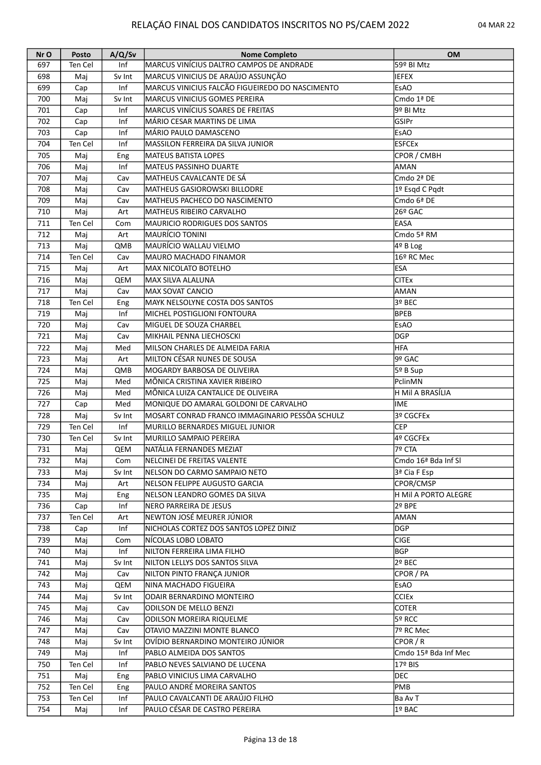# RELAÇÃO FINAL DOS CANDIDATOS INSCRITOS NO PS/CAEM 2022

04 MAR 22

| Nr O | Posto | A/Q/Sv | Nome Completo | OM |
|---|---|---|---|---|
| 697 | Ten Cel | Inf | MARCUS VINÍCIUS DALTRO CAMPOS DE ANDRADE | 59º BI Mtz |
| 698 | Maj | Sv Int | MARCUS VINICIUS DE ARAÚJO ASSUNÇÃO | IEFEX |
| 699 | Cap | Inf | MARCUS VINICIUS FALCÃO FIGUEIREDO DO NASCIMENTO | EsAO |
| 700 | Maj | Sv Int | MARCUS VINICIUS GOMES PEREIRA | Cmdo 1ª DE |
| 701 | Cap | Inf | MARCUS VINÍCIUS SOARES DE FREITAS | 9º BI Mtz |
| 702 | Cap | Inf | MÁRIO CESAR MARTINS DE LIMA | GSIPr |
| 703 | Cap | Inf | MÁRIO PAULO DAMASCENO | EsAO |
| 704 | Ten Cel | Inf | MASSILON FERREIRA DA SILVA JUNIOR | ESFCEx |
| 705 | Maj | Eng | MATEUS BATISTA LOPES | CPOR / CMBH |
| 706 | Maj | Inf | MATEUS PASSINHO DUARTE | AMAN |
| 707 | Maj | Cav | MATHEUS CAVALCANTE DE SÁ | Cmdo 2ª DE |
| 708 | Maj | Cav | MATHEUS GASIOROWSKI BILLODRE | 1º Esqd C Pqdt |
| 709 | Maj | Cav | MATHEUS PACHECO DO NASCIMENTO | Cmdo 6ª DE |
| 710 | Maj | Art | MATHEUS RIBEIRO CARVALHO | 26º GAC |
| 711 | Ten Cel | Com | MAURICIO RODRIGUES DOS SANTOS | EASA |
| 712 | Maj | Art | MAURÍCIO TONINI | Cmdo 5ª RM |
| 713 | Maj | QMB | MAURÍCIO WALLAU VIELMO | 4º B Log |
| 714 | Ten Cel | Cav | MAURO MACHADO FINAMOR | 16º RC Mec |
| 715 | Maj | Art | MAX NICOLATO BOTELHO | ESA |
| 716 | Maj | QEM | MAX SILVA ALALUNA | CITEx |
| 717 | Maj | Cav | MAX SOVAT CANCIO | AMAN |
| 718 | Ten Cel | Eng | MAYK NELSOLYNE COSTA DOS SANTOS | 3º BEC |
| 719 | Maj | Inf | MICHEL POSTIGLIONI FONTOURA | BPEB |
| 720 | Maj | Cav | MIGUEL DE SOUZA CHARBEL | EsAO |
| 721 | Maj | Cav | MIKHAIL PENNA LIECHOSCKI | DGP |
| 722 | Maj | Med | MILSON CHARLES DE ALMEIDA FARIA | HFA |
| 723 | Maj | Art | MILTON CÉSAR NUNES DE SOUSA | 9º GAC |
| 724 | Maj | QMB | MOGARDY BARBOSA DE OLIVEIRA | 5º B Sup |
| 725 | Maj | Med | MÔNICA CRISTINA XAVIER RIBEIRO | PclinMN |
| 726 | Maj | Med | MÔNICA LUIZA CANTALICE DE OLIVEIRA | H Mil A BRASÍLIA |
| 727 | Cap | Med | MONIQUE DO AMARAL GOLDONI DE CARVALHO | IME |
| 728 | Maj | Sv Int | MOSART CONRAD FRANCO IMMAGINARIO PESSÔA SCHULZ | 3º CGCFEx |
| 729 | Ten Cel | Inf | MURILLO BERNARDES MIGUEL JUNIOR | CEP |
| 730 | Ten Cel | Sv Int | MURILLO SAMPAIO PEREIRA | 4º CGCFEx |
| 731 | Maj | QEM | NATÁLIA FERNANDES MEZIAT | 7º CTA |
| 732 | Maj | Com | NELCINEI DE FREITAS VALENTE | Cmdo 16ª Bda Inf Sl |
| 733 | Maj | Sv Int | NELSON DO CARMO SAMPAIO NETO | 3ª Cia F Esp |
| 734 | Maj | Art | NELSON FELIPPE AUGUSTO GARCIA | CPOR/CMSP |
| 735 | Maj | Eng | NELSON LEANDRO GOMES DA SILVA | H Mil A PORTO ALEGRE |
| 736 | Cap | Inf | NERO PARREIRA DE JESUS | 2º BPE |
| 737 | Ten Cel | Art | NEWTON JOSÉ MEURER JÚNIOR | AMAN |
| 738 | Cap | Inf | NICHOLAS CORTEZ DOS SANTOS LOPEZ DINIZ | DGP |
| 739 | Maj | Com | NÍCOLAS LOBO LOBATO | CIGE |
| 740 | Maj | Inf | NILTON FERREIRA LIMA FILHO | BGP |
| 741 | Maj | Sv Int | NILTON LELLYS DOS SANTOS SILVA | 2º BEC |
| 742 | Maj | Cav | NILTON PINTO FRANÇA JUNIOR | CPOR / PA |
| 743 | Maj | QEM | NINA MACHADO FIGUEIRA | EsAO |
| 744 | Maj | Sv Int | ODAIR BERNARDINO MONTEIRO | CCIEx |
| 745 | Maj | Cav | ODILSON DE MELLO BENZI | COTER |
| 746 | Maj | Cav | ODILSON MOREIRA RIQUELME | 5º RCC |
| 747 | Maj | Cav | OTAVIO MAZZINI MONTE BLANCO | 7º RC Mec |
| 748 | Maj | Sv Int | OVÍDIO BERNARDINO MONTEIRO JÚNIOR | CPOR / R |
| 749 | Maj | Inf | PABLO ALMEIDA DOS SANTOS | Cmdo 15ª Bda Inf Mec |
| 750 | Ten Cel | Inf | PABLO NEVES SALVIANO DE LUCENA | 17º BIS |
| 751 | Maj | Eng | PABLO VINICIUS LIMA CARVALHO | DEC |
| 752 | Ten Cel | Eng | PAULO ANDRÉ MOREIRA SANTOS | PMB |
| 753 | Ten Cel | Inf | PAULO CAVALCANTI DE ARAÚJO FILHO | Ba Av T |
| 754 | Maj | Inf | PAULO CÉSAR DE CASTRO PEREIRA | 1º BAC |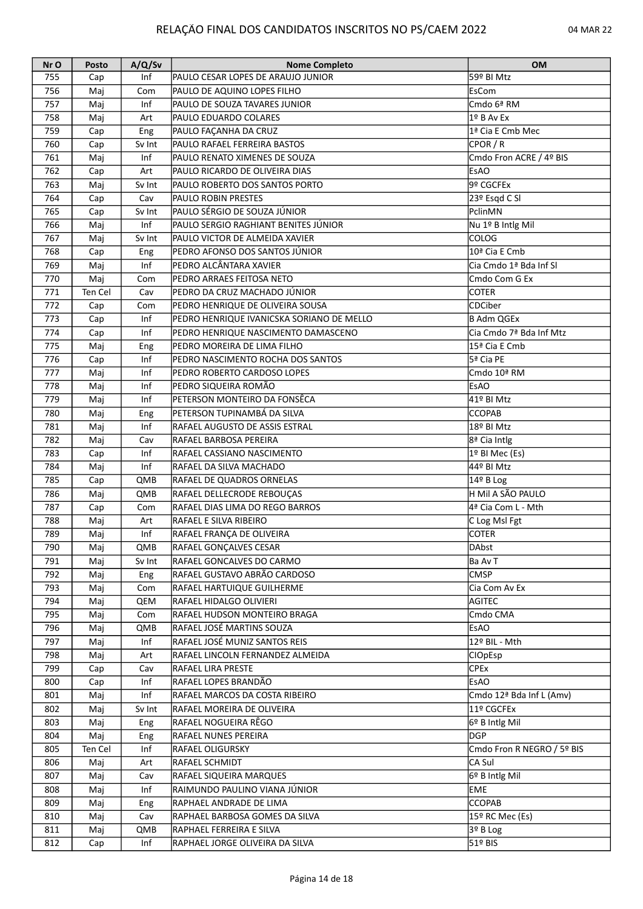# RELAÇÃO FINAL DOS CANDIDATOS INSCRITOS NO PS/CAEM 2022

04 MAR 22

| Nr O | Posto | A/Q/Sv | Nome Completo | OM |
|---|---|---|---|---|
| 755 | Cap | Inf | PAULO CESAR LOPES DE ARAUJO JUNIOR | 59º BI Mtz |
| 756 | Maj | Com | PAULO DE AQUINO LOPES FILHO | EsCom |
| 757 | Maj | Inf | PAULO DE SOUZA TAVARES JUNIOR | Cmdo 6ª RM |
| 758 | Maj | Art | PAULO EDUARDO COLARES | 1º B Av Ex |
| 759 | Cap | Eng | PAULO FAÇANHA DA CRUZ | 1ª Cia E Cmb Mec |
| 760 | Cap | Sv Int | PAULO RAFAEL FERREIRA BASTOS | CPOR / R |
| 761 | Maj | Inf | PAULO RENATO XIMENES DE SOUZA | Cmdo Fron ACRE / 4º BIS |
| 762 | Cap | Art | PAULO RICARDO DE OLIVEIRA DIAS | EsAO |
| 763 | Maj | Sv Int | PAULO ROBERTO DOS SANTOS PORTO | 9º CGCFEx |
| 764 | Cap | Cav | PAULO ROBIN PRESTES | 23º Esqd C Sl |
| 765 | Cap | Sv Int | PAULO SÉRGIO DE SOUZA JÚNIOR | PclinMN |
| 766 | Maj | Inf | PAULO SERGIO RAGHIANT BENITES JÚNIOR | Nu 1º B Intlg Mil |
| 767 | Maj | Sv Int | PAULO VICTOR DE ALMEIDA XAVIER | COLOG |
| 768 | Cap | Eng | PEDRO AFONSO DOS SANTOS JÚNIOR | 10ª Cia E Cmb |
| 769 | Maj | Inf | PEDRO ALCÂNTARA XAVIER | Cia Cmdo 1ª Bda Inf Sl |
| 770 | Maj | Com | PEDRO ARRAES FEITOSA NETO | Cmdo Com G Ex |
| 771 | Ten Cel | Cav | PEDRO DA CRUZ MACHADO JÚNIOR | COTER |
| 772 | Cap | Com | PEDRO HENRIQUE DE OLIVEIRA SOUSA | CDCiber |
| 773 | Cap | Inf | PEDRO HENRIQUE IVANICSKA SORIANO DE MELLO | B Adm QGEx |
| 774 | Cap | Inf | PEDRO HENRIQUE NASCIMENTO DAMASCENO | Cia Cmdo 7ª Bda Inf Mtz |
| 775 | Maj | Eng | PEDRO MOREIRA DE LIMA FILHO | 15ª Cia E Cmb |
| 776 | Cap | Inf | PEDRO NASCIMENTO ROCHA DOS SANTOS | 5ª Cia PE |
| 777 | Maj | Inf | PEDRO ROBERTO CARDOSO LOPES | Cmdo 10ª RM |
| 778 | Maj | Inf | PEDRO SIQUEIRA ROMÃO | EsAO |
| 779 | Maj | Inf | PETERSON MONTEIRO DA FONSÊCA | 41º BI Mtz |
| 780 | Maj | Eng | PETERSON TUPINAMBÁ DA SILVA | CCOPAB |
| 781 | Maj | Inf | RAFAEL AUGUSTO DE ASSIS ESTRAL | 18º BI Mtz |
| 782 | Maj | Cav | RAFAEL BARBOSA PEREIRA | 8ª Cia Intlg |
| 783 | Cap | Inf | RAFAEL CASSIANO NASCIMENTO | 1º BI Mec (Es) |
| 784 | Maj | Inf | RAFAEL DA SILVA MACHADO | 44º BI Mtz |
| 785 | Cap | QMB | RAFAEL DE QUADROS ORNELAS | 14º B Log |
| 786 | Maj | QMB | RAFAEL DELLECRODE REBOUÇAS | H Mil A SÃO PAULO |
| 787 | Cap | Com | RAFAEL DIAS LIMA DO REGO BARROS | 4ª Cia Com L - Mth |
| 788 | Maj | Art | RAFAEL E SILVA RIBEIRO | C Log Msl Fgt |
| 789 | Maj | Inf | RAFAEL FRANÇA DE OLIVEIRA | COTER |
| 790 | Maj | QMB | RAFAEL GONÇALVES CESAR | DAbst |
| 791 | Maj | Sv Int | RAFAEL GONCALVES DO CARMO | Ba Av T |
| 792 | Maj | Eng | RAFAEL GUSTAVO ABRÃO CARDOSO | CMSP |
| 793 | Maj | Com | RAFAEL HARTUIQUE GUILHERME | Cia Com Av Ex |
| 794 | Maj | QEM | RAFAEL HIDALGO OLIVIERI | AGITEC |
| 795 | Maj | Com | RAFAEL HUDSON MONTEIRO BRAGA | Cmdo CMA |
| 796 | Maj | QMB | RAFAEL JOSÉ MARTINS SOUZA | EsAO |
| 797 | Maj | Inf | RAFAEL JOSÉ MUNIZ SANTOS REIS | 12º BIL - Mth |
| 798 | Maj | Art | RAFAEL LINCOLN FERNANDEZ ALMEIDA | CIOpEsp |
| 799 | Cap | Cav | RAFAEL LIRA PRESTE | CPEx |
| 800 | Cap | Inf | RAFAEL LOPES BRANDÃO | EsAO |
| 801 | Maj | Inf | RAFAEL MARCOS DA COSTA RIBEIRO | Cmdo 12ª Bda Inf L (Amv) |
| 802 | Maj | Sv Int | RAFAEL MOREIRA DE OLIVEIRA | 11º CGCFEx |
| 803 | Maj | Eng | RAFAEL NOGUEIRA RÊGO | 6º B Intlg Mil |
| 804 | Maj | Eng | RAFAEL NUNES PEREIRA | DGP |
| 805 | Ten Cel | Inf | RAFAEL OLIGURSKY | Cmdo Fron R NEGRO / 5º BIS |
| 806 | Maj | Art | RAFAEL SCHMIDT | CA Sul |
| 807 | Maj | Cav | RAFAEL SIQUEIRA MARQUES | 6º B Intlg Mil |
| 808 | Maj | Inf | RAIMUNDO PAULINO VIANA JÚNIOR | EME |
| 809 | Maj | Eng | RAPHAEL ANDRADE DE LIMA | CCOPAB |
| 810 | Maj | Cav | RAPHAEL BARBOSA GOMES DA SILVA | 15º RC Mec (Es) |
| 811 | Maj | QMB | RAPHAEL FERREIRA E SILVA | 3º B Log |
| 812 | Cap | Inf | RAPHAEL JORGE OLIVEIRA DA SILVA | 51º BIS |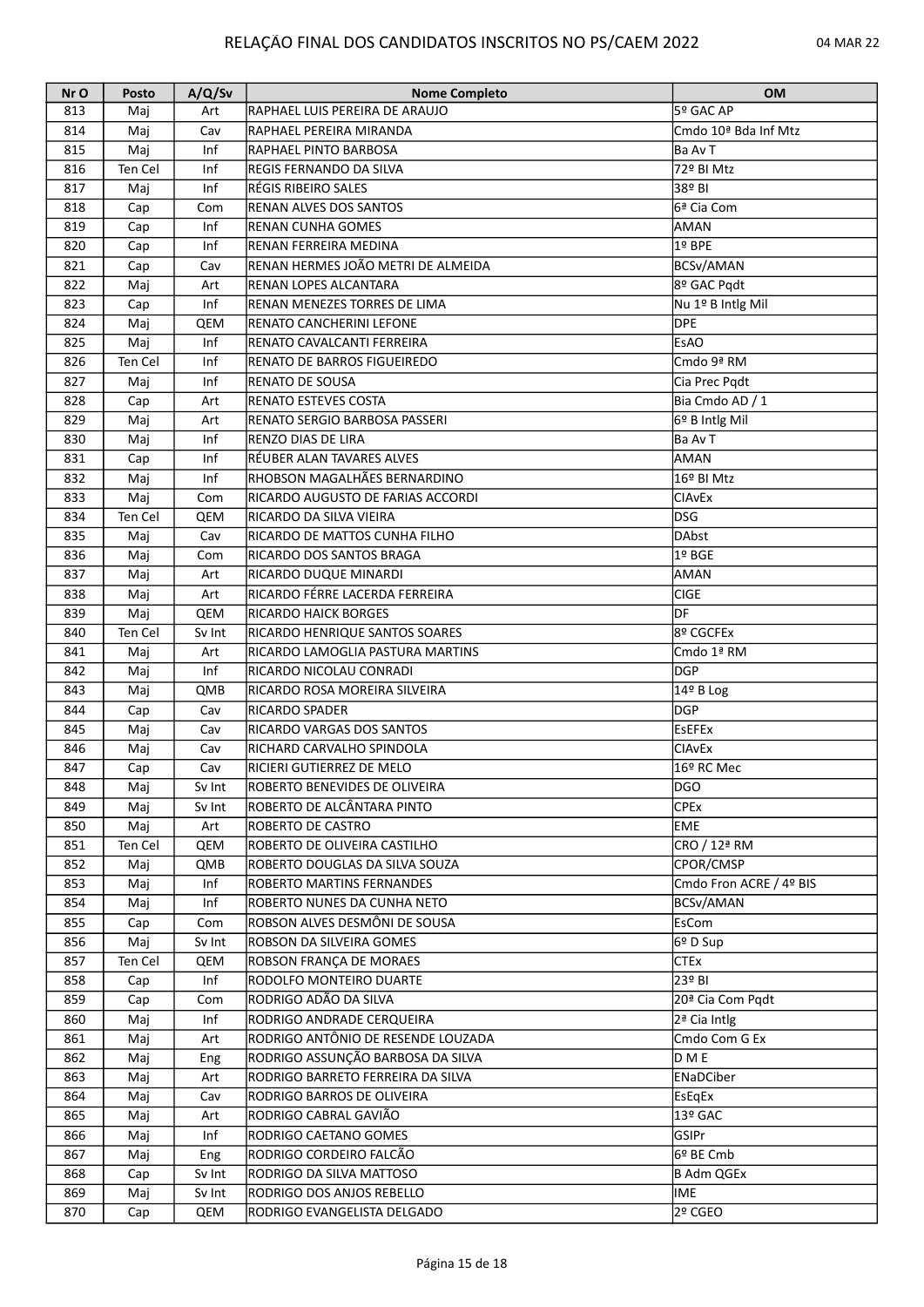# RELAÇÃO FINAL DOS CANDIDATOS INSCRITOS NO PS/CAEM 2022

04 MAR 22

| Nr O | Posto | A/Q/Sv | Nome Completo | OM |
|---|---|---|---|---|
| 813 | Maj | Art | RAPHAEL LUIS PEREIRA DE ARAUJO | 5º GAC AP |
| 814 | Maj | Cav | RAPHAEL PEREIRA MIRANDA | Cmdo 10ª Bda Inf Mtz |
| 815 | Maj | Inf | RAPHAEL PINTO BARBOSA | Ba Av T |
| 816 | Ten Cel | Inf | REGIS FERNANDO DA SILVA | 72º BI Mtz |
| 817 | Maj | Inf | RÉGIS RIBEIRO SALES | 38º BI |
| 818 | Cap | Com | RENAN ALVES DOS SANTOS | 6ª Cia Com |
| 819 | Cap | Inf | RENAN CUNHA GOMES | AMAN |
| 820 | Cap | Inf | RENAN FERREIRA MEDINA | 1º BPE |
| 821 | Cap | Cav | RENAN HERMES JOÃO METRI DE ALMEIDA | BCSv/AMAN |
| 822 | Maj | Art | RENAN LOPES ALCANTARA | 8º GAC Pqdt |
| 823 | Cap | Inf | RENAN MENEZES TORRES DE LIMA | Nu 1º B Intlg Mil |
| 824 | Maj | QEM | RENATO CANCHERINI LEFONE | DPE |
| 825 | Maj | Inf | RENATO CAVALCANTI FERREIRA | EsAO |
| 826 | Ten Cel | Inf | RENATO DE BARROS FIGUEIREDO | Cmdo 9ª RM |
| 827 | Maj | Inf | RENATO DE SOUSA | Cia Prec Pqdt |
| 828 | Cap | Art | RENATO ESTEVES COSTA | Bia Cmdo AD / 1 |
| 829 | Maj | Art | RENATO SERGIO BARBOSA PASSERI | 6º B Intlg Mil |
| 830 | Maj | Inf | RENZO DIAS DE LIRA | Ba Av T |
| 831 | Cap | Inf | RÉUBER ALAN TAVARES ALVES | AMAN |
| 832 | Maj | Inf | RHOBSON MAGALHÃES BERNARDINO | 16º BI Mtz |
| 833 | Maj | Com | RICARDO AUGUSTO DE FARIAS ACCORDI | CIAvEx |
| 834 | Ten Cel | QEM | RICARDO DA SILVA VIEIRA | DSG |
| 835 | Maj | Cav | RICARDO DE MATTOS CUNHA FILHO | DAbst |
| 836 | Maj | Com | RICARDO DOS SANTOS BRAGA | 1º BGE |
| 837 | Maj | Art | RICARDO DUQUE MINARDI | AMAN |
| 838 | Maj | Art | RICARDO FÉRRE LACERDA FERREIRA | CIGE |
| 839 | Maj | QEM | RICARDO HAICK BORGES | DF |
| 840 | Ten Cel | Sv Int | RICARDO HENRIQUE SANTOS SOARES | 8º CGCFEx |
| 841 | Maj | Art | RICARDO LAMOGLIA PASTURA MARTINS | Cmdo 1ª RM |
| 842 | Maj | Inf | RICARDO NICOLAU CONRADI | DGP |
| 843 | Maj | QMB | RICARDO ROSA MOREIRA SILVEIRA | 14º B Log |
| 844 | Cap | Cav | RICARDO SPADER | DGP |
| 845 | Maj | Cav | RICARDO VARGAS DOS SANTOS | EsEFEx |
| 846 | Maj | Cav | RICHARD CARVALHO SPINDOLA | CIAvEx |
| 847 | Cap | Cav | RICIERI GUTIERREZ DE MELO | 16º RC Mec |
| 848 | Maj | Sv Int | ROBERTO BENEVIDES DE OLIVEIRA | DGO |
| 849 | Maj | Sv Int | ROBERTO DE ALCÂNTARA PINTO | CPEx |
| 850 | Maj | Art | ROBERTO DE CASTRO | EME |
| 851 | Ten Cel | QEM | ROBERTO DE OLIVEIRA CASTILHO | CRO / 12ª RM |
| 852 | Maj | QMB | ROBERTO DOUGLAS DA SILVA SOUZA | CPOR/CMSP |
| 853 | Maj | Inf | ROBERTO MARTINS FERNANDES | Cmdo Fron ACRE / 4º BIS |
| 854 | Maj | Inf | ROBERTO NUNES DA CUNHA NETO | BCSv/AMAN |
| 855 | Cap | Com | ROBSON ALVES DESMÔNI DE SOUSA | EsCom |
| 856 | Maj | Sv Int | ROBSON DA SILVEIRA GOMES | 6º D Sup |
| 857 | Ten Cel | QEM | ROBSON FRANÇA DE MORAES | CTEx |
| 858 | Cap | Inf | RODOLFO MONTEIRO DUARTE | 23º BI |
| 859 | Cap | Com | RODRIGO ADÃO DA SILVA | 20ª Cia Com Pqdt |
| 860 | Maj | Inf | RODRIGO ANDRADE CERQUEIRA | 2ª Cia Intlg |
| 861 | Maj | Art | RODRIGO ANTÔNIO DE RESENDE LOUZADA | Cmdo Com G Ex |
| 862 | Maj | Eng | RODRIGO ASSUNÇÃO BARBOSA DA SILVA | D M E |
| 863 | Maj | Art | RODRIGO BARRETO FERREIRA DA SILVA | ENaDCiber |
| 864 | Maj | Cav | RODRIGO BARROS DE OLIVEIRA | EsEqEx |
| 865 | Maj | Art | RODRIGO CABRAL GAVIÃO | 13º GAC |
| 866 | Maj | Inf | RODRIGO CAETANO GOMES | GSIPr |
| 867 | Maj | Eng | RODRIGO CORDEIRO FALCÃO | 6º BE Cmb |
| 868 | Cap | Sv Int | RODRIGO DA SILVA MATTOSO | B Adm QGEx |
| 869 | Maj | Sv Int | RODRIGO DOS ANJOS REBELLO | IME |
| 870 | Cap | QEM | RODRIGO EVANGELISTA DELGADO | 2º CGEO |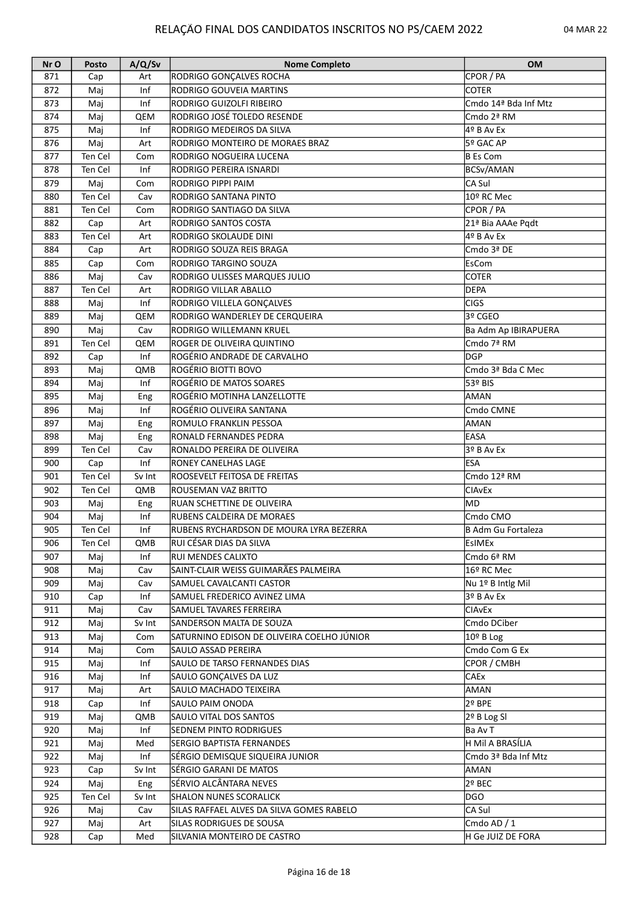# RELAÇÃO FINAL DOS CANDIDATOS INSCRITOS NO PS/CAEM 2022

04 MAR 22

| Nr O | Posto | A/Q/Sv | Nome Completo | OM |
|---|---|---|---|---|
| 871 | Cap | Art | RODRIGO GONÇALVES ROCHA | CPOR / PA |
| 872 | Maj | Inf | RODRIGO GOUVEIA MARTINS | COTER |
| 873 | Maj | Inf | RODRIGO GUIZOLFI RIBEIRO | Cmdo 14ª Bda Inf Mtz |
| 874 | Maj | QEM | RODRIGO JOSÉ TOLEDO RESENDE | Cmdo 2ª RM |
| 875 | Maj | Inf | RODRIGO MEDEIROS DA SILVA | 4º B Av Ex |
| 876 | Maj | Art | RODRIGO MONTEIRO DE MORAES BRAZ | 5º GAC AP |
| 877 | Ten Cel | Com | RODRIGO NOGUEIRA LUCENA | B Es Com |
| 878 | Ten Cel | Inf | RODRIGO PEREIRA ISNARDI | BCSv/AMAN |
| 879 | Maj | Com | RODRIGO PIPPI PAIM | CA Sul |
| 880 | Ten Cel | Cav | RODRIGO SANTANA PINTO | 10º RC Mec |
| 881 | Ten Cel | Com | RODRIGO SANTIAGO DA SILVA | CPOR / PA |
| 882 | Cap | Art | RODRIGO SANTOS COSTA | 21ª Bia AAAe Pqdt |
| 883 | Ten Cel | Art | RODRIGO SKOLAUDE DINI | 4º B Av Ex |
| 884 | Cap | Art | RODRIGO SOUZA REIS BRAGA | Cmdo 3ª DE |
| 885 | Cap | Com | RODRIGO TARGINO SOUZA | EsCom |
| 886 | Maj | Cav | RODRIGO ULISSES MARQUES JULIO | COTER |
| 887 | Ten Cel | Art | RODRIGO VILLAR ABALLO | DEPA |
| 888 | Maj | Inf | RODRIGO VILLELA GONÇALVES | CIGS |
| 889 | Maj | QEM | RODRIGO WANDERLEY DE CERQUEIRA | 3º CGEO |
| 890 | Maj | Cav | RODRIGO WILLEMANN KRUEL | Ba Adm Ap IBIRAPUERA |
| 891 | Ten Cel | QEM | ROGER DE OLIVEIRA QUINTINO | Cmdo 7ª RM |
| 892 | Cap | Inf | ROGÉRIO ANDRADE DE CARVALHO | DGP |
| 893 | Maj | QMB | ROGÉRIO BIOTTI BOVO | Cmdo 3ª Bda C Mec |
| 894 | Maj | Inf | ROGÉRIO DE MATOS SOARES | 53º BIS |
| 895 | Maj | Eng | ROGÉRIO MOTINHA LANZELLOTTE | AMAN |
| 896 | Maj | Inf | ROGÉRIO OLIVEIRA SANTANA | Cmdo CMNE |
| 897 | Maj | Eng | ROMULO FRANKLIN PESSOA | AMAN |
| 898 | Maj | Eng | RONALD FERNANDES PEDRA | EASA |
| 899 | Ten Cel | Cav | RONALDO PEREIRA DE OLIVEIRA | 3º B Av Ex |
| 900 | Cap | Inf | RONEY CANELHAS LAGE | ESA |
| 901 | Ten Cel | Sv Int | ROOSEVELT FEITOSA DE FREITAS | Cmdo 12ª RM |
| 902 | Ten Cel | QMB | ROUSEMAN VAZ BRITTO | CIAvEx |
| 903 | Maj | Eng | RUAN SCHETTINE DE OLIVEIRA | MD |
| 904 | Maj | Inf | RUBENS CALDEIRA DE MORAES | Cmdo CMO |
| 905 | Ten Cel | Inf | RUBENS RYCHARDSON DE MOURA LYRA BEZERRA | B Adm Gu Fortaleza |
| 906 | Ten Cel | QMB | RUI CÉSAR DIAS DA SILVA | EsIMEx |
| 907 | Maj | Inf | RUI MENDES CALIXTO | Cmdo 6ª RM |
| 908 | Maj | Cav | SAINT-CLAIR WEISS GUIMARÃES PALMEIRA | 16º RC Mec |
| 909 | Maj | Cav | SAMUEL CAVALCANTI CASTOR | Nu 1º B Intlg Mil |
| 910 | Cap | Inf | SAMUEL FREDERICO AVINEZ LIMA | 3º B Av Ex |
| 911 | Maj | Cav | SAMUEL TAVARES FERREIRA | CIAvEx |
| 912 | Maj | Sv Int | SANDERSON MALTA DE SOUZA | Cmdo DCiber |
| 913 | Maj | Com | SATURNINO EDISON DE OLIVEIRA COELHO JÚNIOR | 10º B Log |
| 914 | Maj | Com | SAULO ASSAD PEREIRA | Cmdo Com G Ex |
| 915 | Maj | Inf | SAULO DE TARSO FERNANDES DIAS | CPOR / CMBH |
| 916 | Maj | Inf | SAULO GONÇALVES DA LUZ | CAEx |
| 917 | Maj | Art | SAULO MACHADO TEIXEIRA | AMAN |
| 918 | Cap | Inf | SAULO PAIM ONODA | 2º BPE |
| 919 | Maj | QMB | SAULO VITAL DOS SANTOS | 2º B Log Sl |
| 920 | Maj | Inf | SEDNEM PINTO RODRIGUES | Ba Av T |
| 921 | Maj | Med | SERGIO BAPTISTA FERNANDES | H Mil A BRASÍLIA |
| 922 | Maj | Inf | SÉRGIO DEMISQUE SIQUEIRA JUNIOR | Cmdo 3ª Bda Inf Mtz |
| 923 | Cap | Sv Int | SÉRGIO GARANI DE MATOS | AMAN |
| 924 | Maj | Eng | SÉRVIO ALCÂNTARA NEVES | 2º BEC |
| 925 | Ten Cel | Sv Int | SHALON NUNES SCORALICK | DGO |
| 926 | Maj | Cav | SILAS RAFFAEL ALVES DA SILVA GOMES RABELO | CA Sul |
| 927 | Maj | Art | SILAS RODRIGUES DE SOUSA | Cmdo AD / 1 |
| 928 | Cap | Med | SILVANIA MONTEIRO DE CASTRO | H Ge JUIZ DE FORA |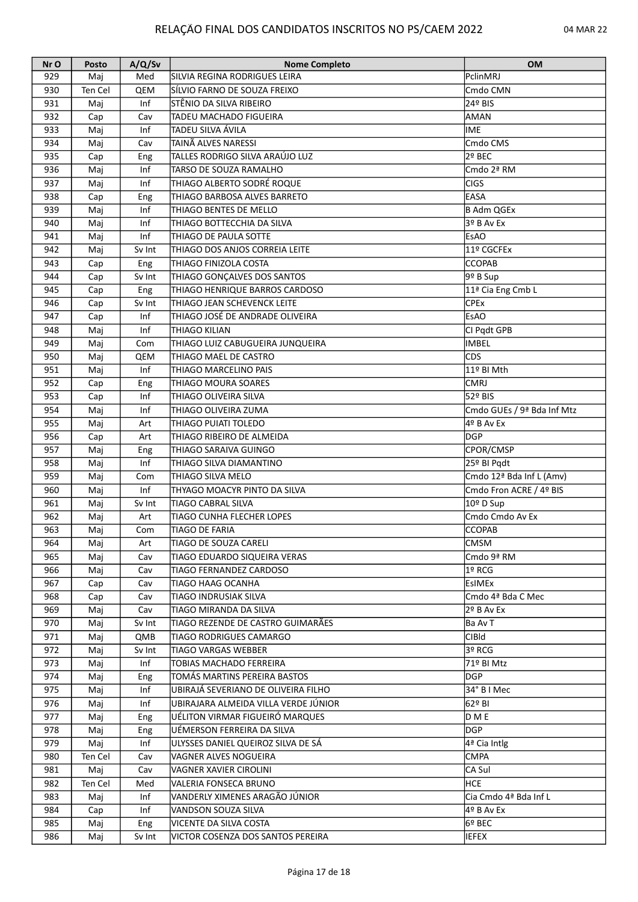| Nr O | Posto | A/Q/Sv | Nome Completo | OM |
|---|---|---|---|---|
| 929 | Maj | Med | SILVIA REGINA RODRIGUES LEIRA | PclinMRJ |
| 930 | Ten Cel | QEM | SÍLVIO FARNO DE SOUZA FREIXO | Cmdo CMN |
| 931 | Maj | Inf | STÊNIO DA SILVA RIBEIRO | 24º BIS |
| 932 | Cap | Cav | TADEU MACHADO FIGUEIRA | AMAN |
| 933 | Maj | Inf | TADEU SILVA ÁVILA | IME |
| 934 | Maj | Cav | TAINÃ ALVES NARESSI | Cmdo CMS |
| 935 | Cap | Eng | TALLES RODRIGO SILVA ARAÚJO LUZ | 2º BEC |
| 936 | Maj | Inf | TARSO DE SOUZA RAMALHO | Cmdo 2ª RM |
| 937 | Maj | Inf | THIAGO ALBERTO SODRÉ ROQUE | CIGS |
| 938 | Cap | Eng | THIAGO BARBOSA ALVES BARRETO | EASA |
| 939 | Maj | Inf | THIAGO BENTES DE MELLO | B Adm QGEx |
| 940 | Maj | Inf | THIAGO BOTTECCHIA DA SILVA | 3º B Av Ex |
| 941 | Maj | Inf | THIAGO DE PAULA SOTTE | EsAO |
| 942 | Maj | Sv Int | THIAGO DOS ANJOS CORREIA LEITE | 11º CGCFEx |
| 943 | Cap | Eng | THIAGO FINIZOLA COSTA | CCOPAB |
| 944 | Cap | Sv Int | THIAGO GONÇALVES DOS SANTOS | 9º B Sup |
| 945 | Cap | Eng | THIAGO HENRIQUE BARROS CARDOSO | 11ª Cia Eng Cmb L |
| 946 | Cap | Sv Int | THIAGO JEAN SCHEVENCK LEITE | CPEx |
| 947 | Cap | Inf | THIAGO JOSÉ DE ANDRADE OLIVEIRA | EsAO |
| 948 | Maj | Inf | THIAGO KILIAN | CI Pqdt GPB |
| 949 | Maj | Com | THIAGO LUIZ CABUGUEIRA JUNQUEIRA | IMBEL |
| 950 | Maj | QEM | THIAGO MAEL DE CASTRO | CDS |
| 951 | Maj | Inf | THIAGO MARCELINO PAIS | 11º BI Mth |
| 952 | Cap | Eng | THIAGO MOURA SOARES | CMRJ |
| 953 | Cap | Inf | THIAGO OLIVEIRA SILVA | 52º BIS |
| 954 | Maj | Inf | THIAGO OLIVEIRA ZUMA | Cmdo GUEs / 9ª Bda Inf Mtz |
| 955 | Maj | Art | THIAGO PUIATI TOLEDO | 4º B Av Ex |
| 956 | Cap | Art | THIAGO RIBEIRO DE ALMEIDA | DGP |
| 957 | Maj | Eng | THIAGO SARAIVA GUINGO | CPOR/CMSP |
| 958 | Maj | Inf | THIAGO SILVA DIAMANTINO | 25º BI Pqdt |
| 959 | Maj | Com | THIAGO SILVA MELO | Cmdo 12ª Bda Inf L (Amv) |
| 960 | Maj | Inf | THYAGO MOACYR PINTO DA SILVA | Cmdo Fron ACRE / 4º BIS |
| 961 | Maj | Sv Int | TIAGO CABRAL SILVA | 10º D Sup |
| 962 | Maj | Art | TIAGO CUNHA FLECHER LOPES | Cmdo Cmdo Av Ex |
| 963 | Maj | Com | TIAGO DE FARIA | CCOPAB |
| 964 | Maj | Art | TIAGO DE SOUZA CARELI | CMSM |
| 965 | Maj | Cav | TIAGO EDUARDO SIQUEIRA VERAS | Cmdo 9ª RM |
| 966 | Maj | Cav | TIAGO FERNANDEZ CARDOSO | 1º RCG |
| 967 | Cap | Cav | TIAGO HAAG OCANHA | EsIMEx |
| 968 | Cap | Cav | TIAGO INDRUSIAK SILVA | Cmdo 4ª Bda C Mec |
| 969 | Maj | Cav | TIAGO MIRANDA DA SILVA | 2º B Av Ex |
| 970 | Maj | Sv Int | TIAGO REZENDE DE CASTRO GUIMARÃES | Ba Av T |
| 971 | Maj | QMB | TIAGO RODRIGUES CAMARGO | CIBld |
| 972 | Maj | Sv Int | TIAGO VARGAS WEBBER | 3º RCG |
| 973 | Maj | Inf | TOBIAS MACHADO FERREIRA | 71º BI Mtz |
| 974 | Maj | Eng | TOMÁS MARTINS PEREIRA BASTOS | DGP |
| 975 | Maj | Inf | UBIRAJÁ SEVERIANO DE OLIVEIRA FILHO | 34° B I Mec |
| 976 | Maj | Inf | UBIRAJARA ALMEIDA VILLA VERDE JÚNIOR | 62º BI |
| 977 | Maj | Eng | UÉLITON VIRMAR FIGUEIRÓ MARQUES | D M E |
| 978 | Maj | Eng | UÉMERSON FERREIRA DA SILVA | DGP |
| 979 | Maj | Inf | ULYSSES DANIEL QUEIROZ SILVA DE SÁ | 4ª Cia Intlg |
| 980 | Ten Cel | Cav | VAGNER ALVES NOGUEIRA | CMPA |
| 981 | Maj | Cav | VAGNER XAVIER CIROLINI | CA Sul |
| 982 | Ten Cel | Med | VALERIA FONSECA BRUNO | HCE |
| 983 | Maj | Inf | VANDERLY XIMENES ARAGÃO JÚNIOR | Cia Cmdo 4ª Bda Inf L |
| 984 | Cap | Inf | VANDSON SOUZA SILVA | 4º B Av Ex |
| 985 | Maj | Eng | VICENTE DA SILVA COSTA | 6º BEC |
| 986 | Maj | Sv Int | VICTOR COSENZA DOS SANTOS PEREIRA | IEFEX |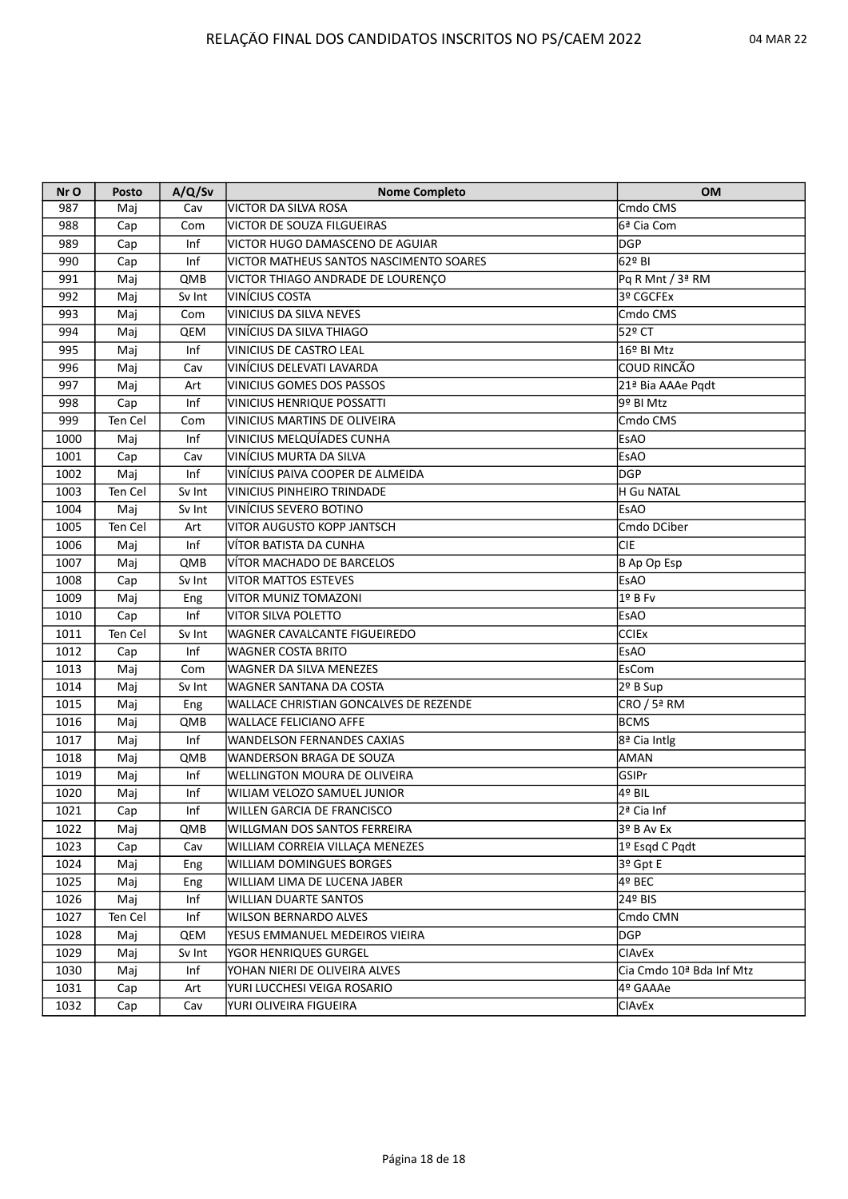# RELAÇÃO FINAL DOS CANDIDATOS INSCRITOS NO PS/CAEM 2022

04 MAR 22

| Nr O | Posto | A/Q/Sv | Nome Completo | OM |
|---|---|---|---|---|
| 987 | Maj | Cav | VICTOR DA SILVA ROSA | Cmdo CMS |
| 988 | Cap | Com | VICTOR DE SOUZA FILGUEIRAS | 6ª Cia Com |
| 989 | Cap | Inf | VICTOR HUGO DAMASCENO DE AGUIAR | DGP |
| 990 | Cap | Inf | VICTOR MATHEUS SANTOS NASCIMENTO SOARES | 62º BI |
| 991 | Maj | QMB | VICTOR THIAGO ANDRADE DE LOURENÇO | Pq R Mnt / 3ª RM |
| 992 | Maj | Sv Int | VINÍCIUS COSTA | 3º CGCFEx |
| 993 | Maj | Com | VINICIUS DA SILVA NEVES | Cmdo CMS |
| 994 | Maj | QEM | VINÍCIUS DA SILVA THIAGO | 52º CT |
| 995 | Maj | Inf | VINICIUS DE CASTRO LEAL | 16º BI Mtz |
| 996 | Maj | Cav | VINÍCIUS DELEVATI LAVARDA | COUD RINCÃO |
| 997 | Maj | Art | VINICIUS GOMES DOS PASSOS | 21ª Bia AAAe Pqdt |
| 998 | Cap | Inf | VINICIUS HENRIQUE POSSATTI | 9º BI Mtz |
| 999 | Ten Cel | Com | VINICIUS MARTINS DE OLIVEIRA | Cmdo CMS |
| 1000 | Maj | Inf | VINICIUS MELQUÍADES CUNHA | EsAO |
| 1001 | Cap | Cav | VINÍCIUS MURTA DA SILVA | EsAO |
| 1002 | Maj | Inf | VINÍCIUS PAIVA COOPER DE ALMEIDA | DGP |
| 1003 | Ten Cel | Sv Int | VINICIUS PINHEIRO TRINDADE | H Gu NATAL |
| 1004 | Maj | Sv Int | VINÍCIUS SEVERO BOTINO | EsAO |
| 1005 | Ten Cel | Art | VITOR AUGUSTO KOPP JANTSCH | Cmdo DCiber |
| 1006 | Maj | Inf | VÍTOR BATISTA DA CUNHA | CIE |
| 1007 | Maj | QMB | VÍTOR MACHADO DE BARCELOS | B Ap Op Esp |
| 1008 | Cap | Sv Int | VITOR MATTOS ESTEVES | EsAO |
| 1009 | Maj | Eng | VITOR MUNIZ TOMAZONI | 1º B Fv |
| 1010 | Cap | Inf | VITOR SILVA POLETTO | EsAO |
| 1011 | Ten Cel | Sv Int | WAGNER CAVALCANTE FIGUEIREDO | CCIEx |
| 1012 | Cap | Inf | WAGNER COSTA BRITO | EsAO |
| 1013 | Maj | Com | WAGNER DA SILVA MENEZES | EsCom |
| 1014 | Maj | Sv Int | WAGNER SANTANA DA COSTA | 2º B Sup |
| 1015 | Maj | Eng | WALLACE CHRISTIAN GONCALVES DE REZENDE | CRO / 5ª RM |
| 1016 | Maj | QMB | WALLACE FELICIANO AFFE | BCMS |
| 1017 | Maj | Inf | WANDELSON FERNANDES CAXIAS | 8ª Cia Intlg |
| 1018 | Maj | QMB | WANDERSON BRAGA DE SOUZA | AMAN |
| 1019 | Maj | Inf | WELLINGTON MOURA DE OLIVEIRA | GSIPr |
| 1020 | Maj | Inf | WILIAM VELOZO SAMUEL JUNIOR | 4º BIL |
| 1021 | Cap | Inf | WILLEN GARCIA DE FRANCISCO | 2ª Cia Inf |
| 1022 | Maj | QMB | WILLGMAN DOS SANTOS FERREIRA | 3º B Av Ex |
| 1023 | Cap | Cav | WILLIAM CORREIA VILLAÇA MENEZES | 1º Esqd C Pqdt |
| 1024 | Maj | Eng | WILLIAM DOMINGUES BORGES | 3º Gpt E |
| 1025 | Maj | Eng | WILLIAM LIMA DE LUCENA JABER | 4º BEC |
| 1026 | Maj | Inf | WILLIAN DUARTE SANTOS | 24º BIS |
| 1027 | Ten Cel | Inf | WILSON BERNARDO ALVES | Cmdo CMN |
| 1028 | Maj | QEM | YESUS EMMANUEL MEDEIROS VIEIRA | DGP |
| 1029 | Maj | Sv Int | YGOR HENRIQUES GURGEL | CIAvEx |
| 1030 | Maj | Inf | YOHAN NIERI DE OLIVEIRA ALVES | Cia Cmdo 10ª Bda Inf Mtz |
| 1031 | Cap | Art | YURI LUCCHESI VEIGA ROSARIO | 4º GAAAe |
| 1032 | Cap | Cav | YURI OLIVEIRA FIGUEIRA | CIAvEx |